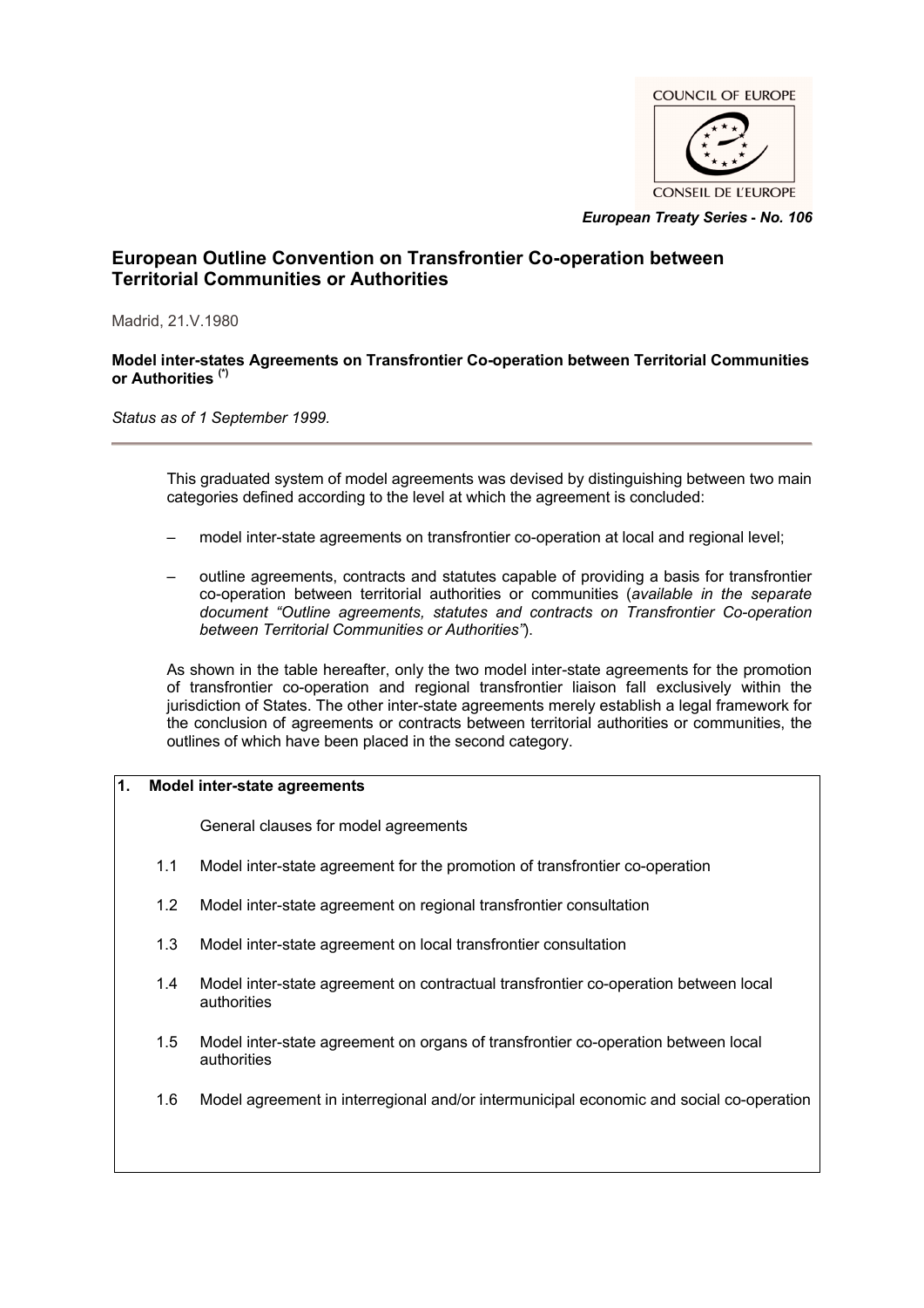COUNCIL OF EUROPE

CONSEIL DE L'EUROPE

*European Treaty Series - No. 106*

# European Outline Convention on Transfrontier Co-operation between Territorial Communities or Authorities

Madrid, 21.V.1980

**Model inter-states Agreements on Transfrontier Co-operation between Territorial Communities or Authorities** [(*)]

*Status as of 1 September 1999.*

---

This graduated system of model agreements was devised by distinguishing between two main categories defined according to the level at which the agreement is concluded:

- model inter-state agreements on transfrontier co-operation at local and regional level;
- outline agreements, contracts and statutes capable of providing a basis for transfrontier co-operation between territorial authorities or communities (*available in the separate document "Outline agreements, statutes and contracts on Transfrontier Co-operation between Territorial Communities or Authorities"*).

As shown in the table hereafter, only the two model inter-state agreements for the promotion of transfrontier co-operation and regional transfrontier liaison fall exclusively within the jurisdiction of States. The other inter-state agreements merely establish a legal framework for the conclusion of agreements or contracts between territorial authorities or communities, the outlines of which have been placed in the second category.

**1. Model inter-state agreements**

General clauses for model agreements

1.1 Model inter-state agreement for the promotion of transfrontier co-operation

1.2 Model inter-state agreement on regional transfrontier consultation

1.3 Model inter-state agreement on local transfrontier consultation

1.4 Model inter-state agreement on contractual transfrontier co-operation between local authorities

1.5 Model inter-state agreement on organs of transfrontier co-operation between local authorities

1.6 Model agreement in interregional and/or intermunicipal economic and social co-operation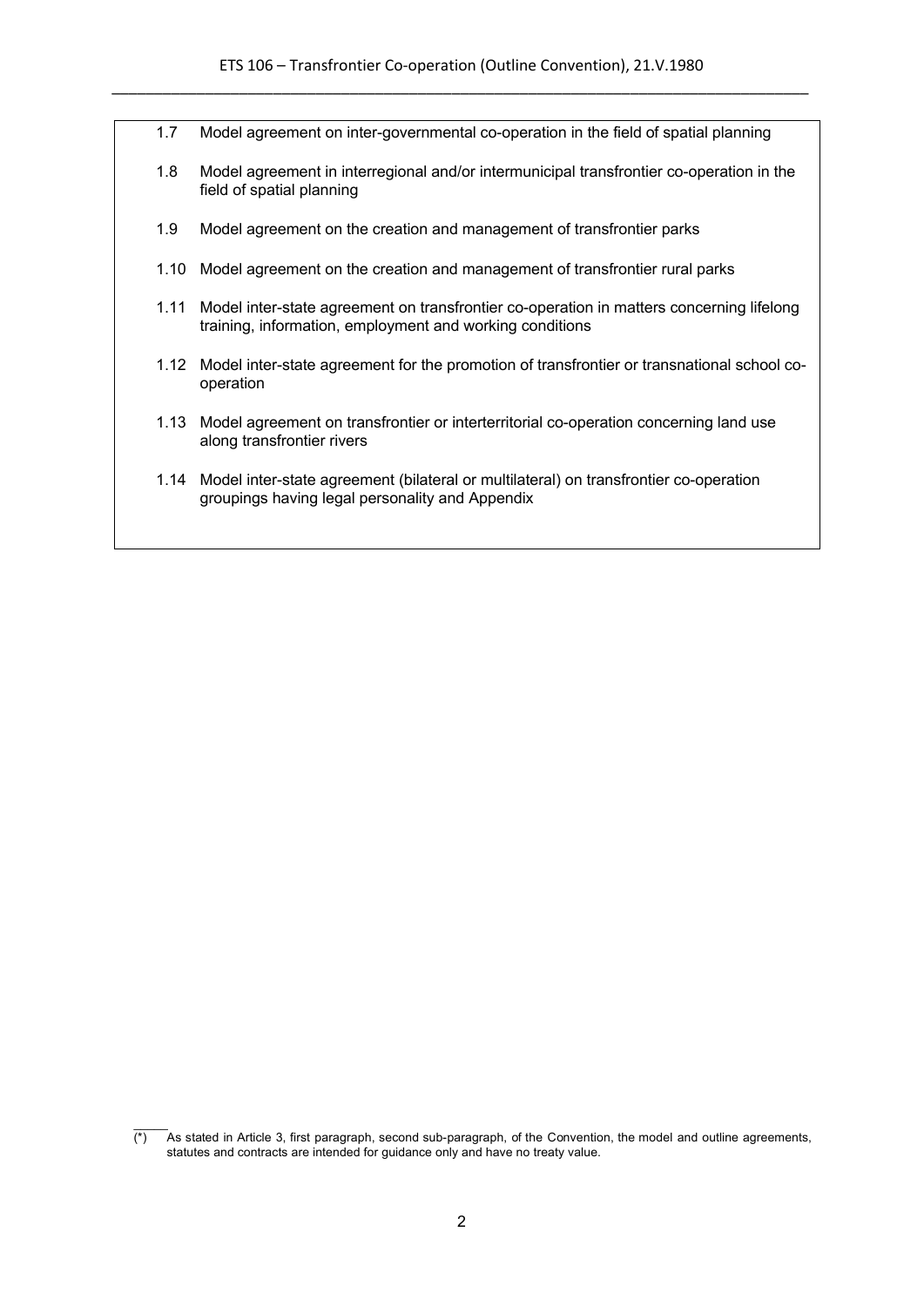1.7 Model agreement on inter-governmental co-operation in the field of spatial planning

1.8 Model agreement in interregional and/or intermunicipal transfrontier co-operation in the field of spatial planning

1.9 Model agreement on the creation and management of transfrontier parks

1.10 Model agreement on the creation and management of transfrontier rural parks

1.11 Model inter-state agreement on transfrontier co-operation in matters concerning lifelong training, information, employment and working conditions

1.12 Model inter-state agreement for the promotion of transfrontier or transnational school co-operation

1.13 Model agreement on transfrontier or interterritorial co-operation concerning land use along transfrontier rivers

1.14 Model inter-state agreement (bilateral or multilateral) on transfrontier co-operation groupings having legal personality and Appendix

---

(*) As stated in Article 3, first paragraph, second sub-paragraph, of the Convention, the model and outline agreements, statutes and contracts are intended for guidance only and have no treaty value.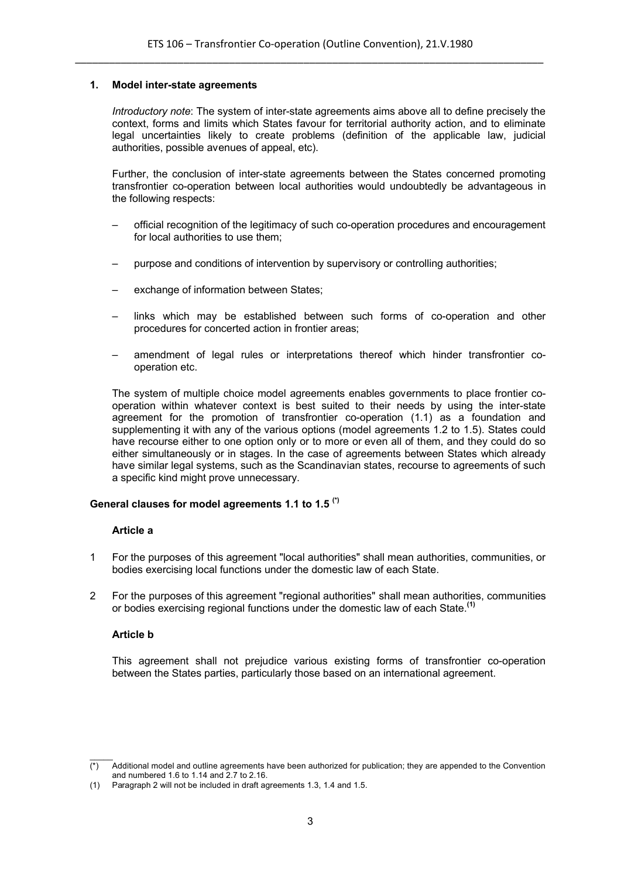## 1. Model inter-state agreements

*Introductory note*: The system of inter-state agreements aims above all to define precisely the context, forms and limits which States favour for territorial authority action, and to eliminate legal uncertainties likely to create problems (definition of the applicable law, judicial authorities, possible avenues of appeal, etc).

Further, the conclusion of inter-state agreements between the States concerned promoting transfrontier co-operation between local authorities would undoubtedly be advantageous in the following respects:

- official recognition of the legitimacy of such co-operation procedures and encouragement for local authorities to use them;
- purpose and conditions of intervention by supervisory or controlling authorities;
- exchange of information between States;
- links which may be established between such forms of co-operation and other procedures for concerted action in frontier areas;
- amendment of legal rules or interpretations thereof which hinder transfrontier co-operation etc.

The system of multiple choice model agreements enables governments to place frontier co-operation within whatever context is best suited to their needs by using the inter-state agreement for the promotion of transfrontier co-operation (1.1) as a foundation and supplementing it with any of the various options (model agreements 1.2 to 1.5). States could have recourse either to one option only or to more or even all of them, and they could do so either simultaneously or in stages. In the case of agreements between States which already have similar legal systems, such as the Scandinavian states, recourse to agreements of such a specific kind might prove unnecessary.

### General clauses for model agreements 1.1 to 1.5 [(*)]

#### Article a

1 For the purposes of this agreement "local authorities" shall mean authorities, communities, or bodies exercising local functions under the domestic law of each State.

2 For the purposes of this agreement "regional authorities" shall mean authorities, communities or bodies exercising regional functions under the domestic law of each State.[(1)]

#### Article b

This agreement shall not prejudice various existing forms of transfrontier co-operation between the States parties, particularly those based on an international agreement.

---

(*) Additional model and outline agreements have been authorized for publication; they are appended to the Convention and numbered 1.6 to 1.14 and 2.7 to 2.16.

(1) Paragraph 2 will not be included in draft agreements 1.3, 1.4 and 1.5.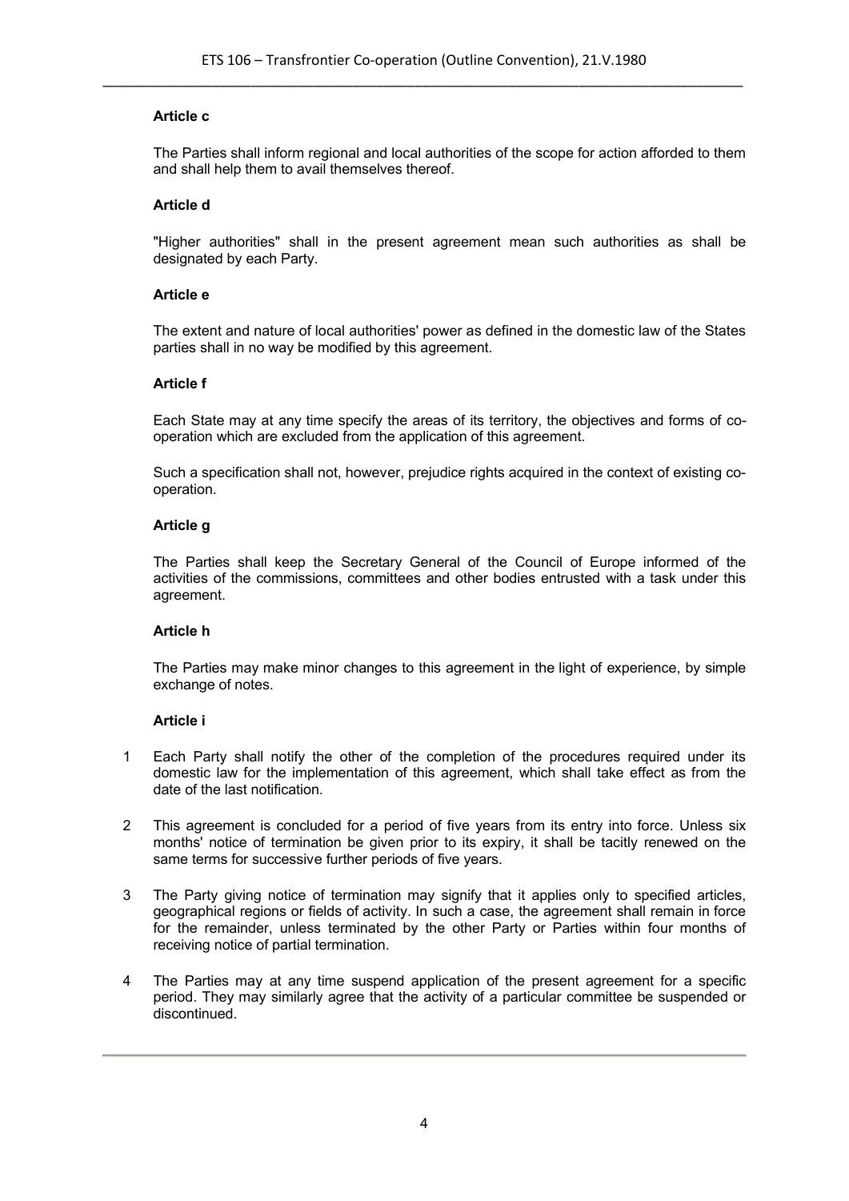**Article c**

The Parties shall inform regional and local authorities of the scope for action afforded to them and shall help them to avail themselves thereof.

**Article d**

"Higher authorities" shall in the present agreement mean such authorities as shall be designated by each Party.

**Article e**

The extent and nature of local authorities' power as defined in the domestic law of the States parties shall in no way be modified by this agreement.

**Article f**

Each State may at any time specify the areas of its territory, the objectives and forms of co-operation which are excluded from the application of this agreement.

Such a specification shall not, however, prejudice rights acquired in the context of existing co-operation.

**Article g**

The Parties shall keep the Secretary General of the Council of Europe informed of the activities of the commissions, committees and other bodies entrusted with a task under this agreement.

**Article h**

The Parties may make minor changes to this agreement in the light of experience, by simple exchange of notes.

**Article i**

1 Each Party shall notify the other of the completion of the procedures required under its domestic law for the implementation of this agreement, which shall take effect as from the date of the last notification.

2 This agreement is concluded for a period of five years from its entry into force. Unless six months' notice of termination be given prior to its expiry, it shall be tacitly renewed on the same terms for successive further periods of five years.

3 The Party giving notice of termination may signify that it applies only to specified articles, geographical regions or fields of activity. In such a case, the agreement shall remain in force for the remainder, unless terminated by the other Party or Parties within four months of receiving notice of partial termination.

4 The Parties may at any time suspend application of the present agreement for a specific period. They may similarly agree that the activity of a particular committee be suspended or discontinued.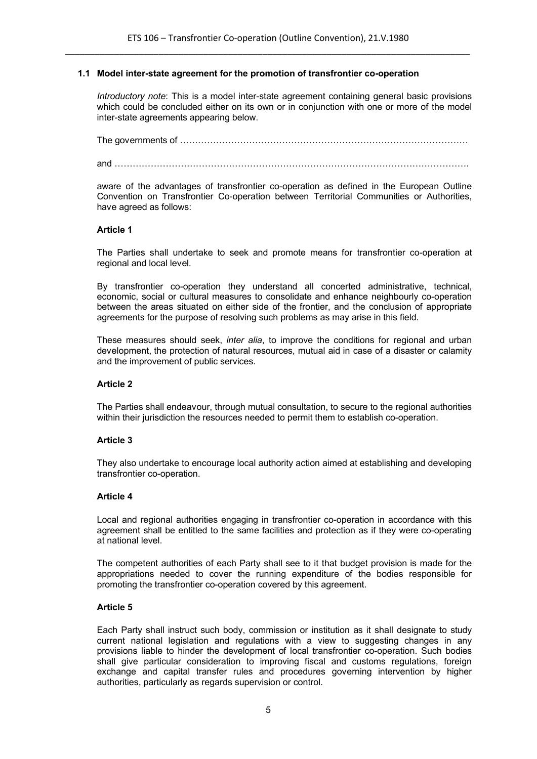### 1.1 Model inter-state agreement for the promotion of transfrontier co-operation

*Introductory note*: This is a model inter-state agreement containing general basic provisions which could be concluded either on its own or in conjunction with one or more of the model inter-state agreements appearing below.

The governments of ……………………………………………………………………………………

and ……………………………………………………………………………………………………

aware of the advantages of transfrontier co-operation as defined in the European Outline Convention on Transfrontier Co-operation between Territorial Communities or Authorities, have agreed as follows:

**Article 1**

The Parties shall undertake to seek and promote means for transfrontier co-operation at regional and local level.

By transfrontier co-operation they understand all concerted administrative, technical, economic, social or cultural measures to consolidate and enhance neighbourly co-operation between the areas situated on either side of the frontier, and the conclusion of appropriate agreements for the purpose of resolving such problems as may arise in this field.

These measures should seek, *inter alia*, to improve the conditions for regional and urban development, the protection of natural resources, mutual aid in case of a disaster or calamity and the improvement of public services.

**Article 2**

The Parties shall endeavour, through mutual consultation, to secure to the regional authorities within their jurisdiction the resources needed to permit them to establish co-operation.

**Article 3**

They also undertake to encourage local authority action aimed at establishing and developing transfrontier co-operation.

**Article 4**

Local and regional authorities engaging in transfrontier co-operation in accordance with this agreement shall be entitled to the same facilities and protection as if they were co-operating at national level.

The competent authorities of each Party shall see to it that budget provision is made for the appropriations needed to cover the running expenditure of the bodies responsible for promoting the transfrontier co-operation covered by this agreement.

**Article 5**

Each Party shall instruct such body, commission or institution as it shall designate to study current national legislation and regulations with a view to suggesting changes in any provisions liable to hinder the development of local transfrontier co-operation. Such bodies shall give particular consideration to improving fiscal and customs regulations, foreign exchange and capital transfer rules and procedures governing intervention by higher authorities, particularly as regards supervision or control.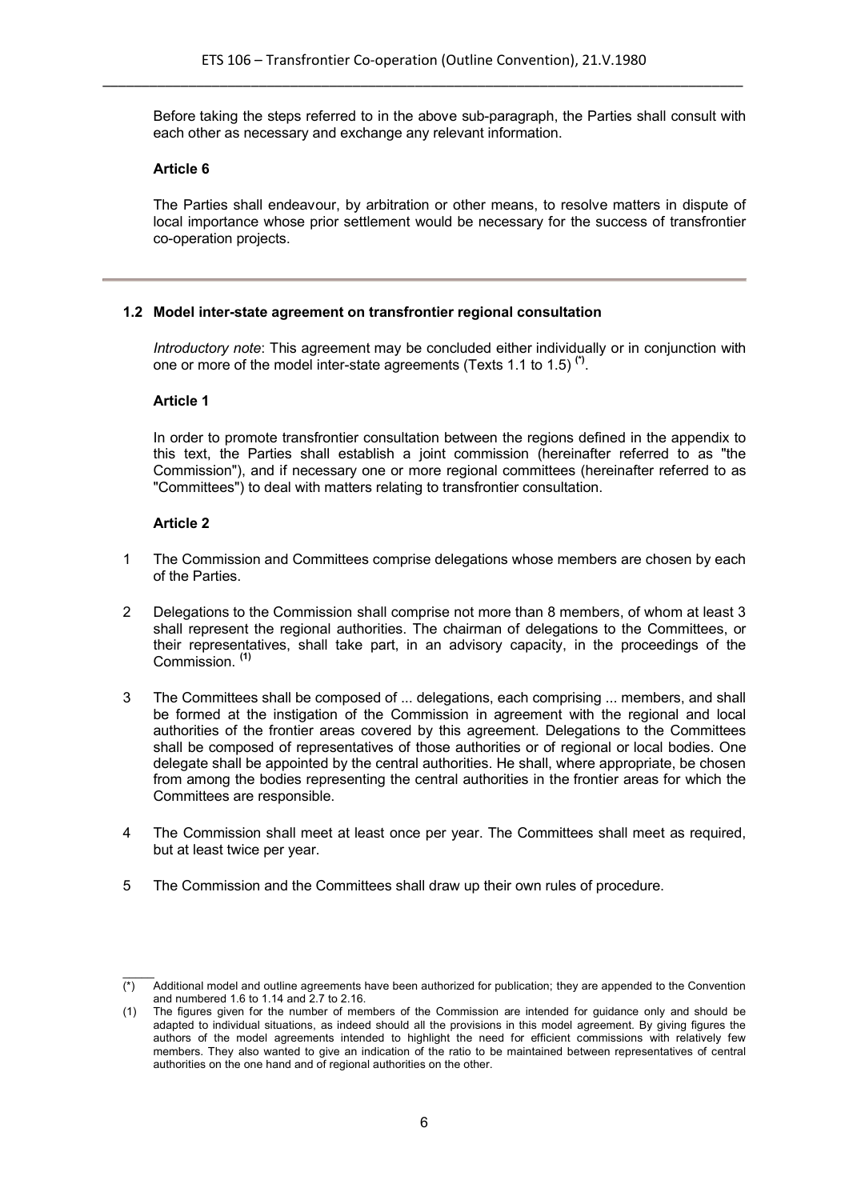Before taking the steps referred to in the above sub-paragraph, the Parties shall consult with each other as necessary and exchange any relevant information.

**Article 6**

The Parties shall endeavour, by arbitration or other means, to resolve matters in dispute of local importance whose prior settlement would be necessary for the success of transfrontier co-operation projects.

---

### 1.2 Model inter-state agreement on transfrontier regional consultation

*Introductory note*: This agreement may be concluded either individually or in conjunction with one or more of the model inter-state agreements (Texts 1.1 to 1.5) [(*)].

**Article 1**

In order to promote transfrontier consultation between the regions defined in the appendix to this text, the Parties shall establish a joint commission (hereinafter referred to as "the Commission"), and if necessary one or more regional committees (hereinafter referred to as "Committees") to deal with matters relating to transfrontier consultation.

**Article 2**

1 The Commission and Committees comprise delegations whose members are chosen by each of the Parties.

2 Delegations to the Commission shall comprise not more than 8 members, of whom at least 3 shall represent the regional authorities. The chairman of delegations to the Committees, or their representatives, shall take part, in an advisory capacity, in the proceedings of the Commission. [(1)]

3 The Committees shall be composed of ... delegations, each comprising ... members, and shall be formed at the instigation of the Commission in agreement with the regional and local authorities of the frontier areas covered by this agreement. Delegations to the Committees shall be composed of representatives of those authorities or of regional or local bodies. One delegate shall be appointed by the central authorities. He shall, where appropriate, be chosen from among the bodies representing the central authorities in the frontier areas for which the Committees are responsible.

4 The Commission shall meet at least once per year. The Committees shall meet as required, but at least twice per year.

5 The Commission and the Committees shall draw up their own rules of procedure.

---

(*) Additional model and outline agreements have been authorized for publication; they are appended to the Convention and numbered 1.6 to 1.14 and 2.7 to 2.16.

(1) The figures given for the number of members of the Commission are intended for guidance only and should be adapted to individual situations, as indeed should all the provisions in this model agreement. By giving figures the authors of the model agreements intended to highlight the need for efficient commissions with relatively few members. They also wanted to give an indication of the ratio to be maintained between representatives of central authorities on the one hand and of regional authorities on the other.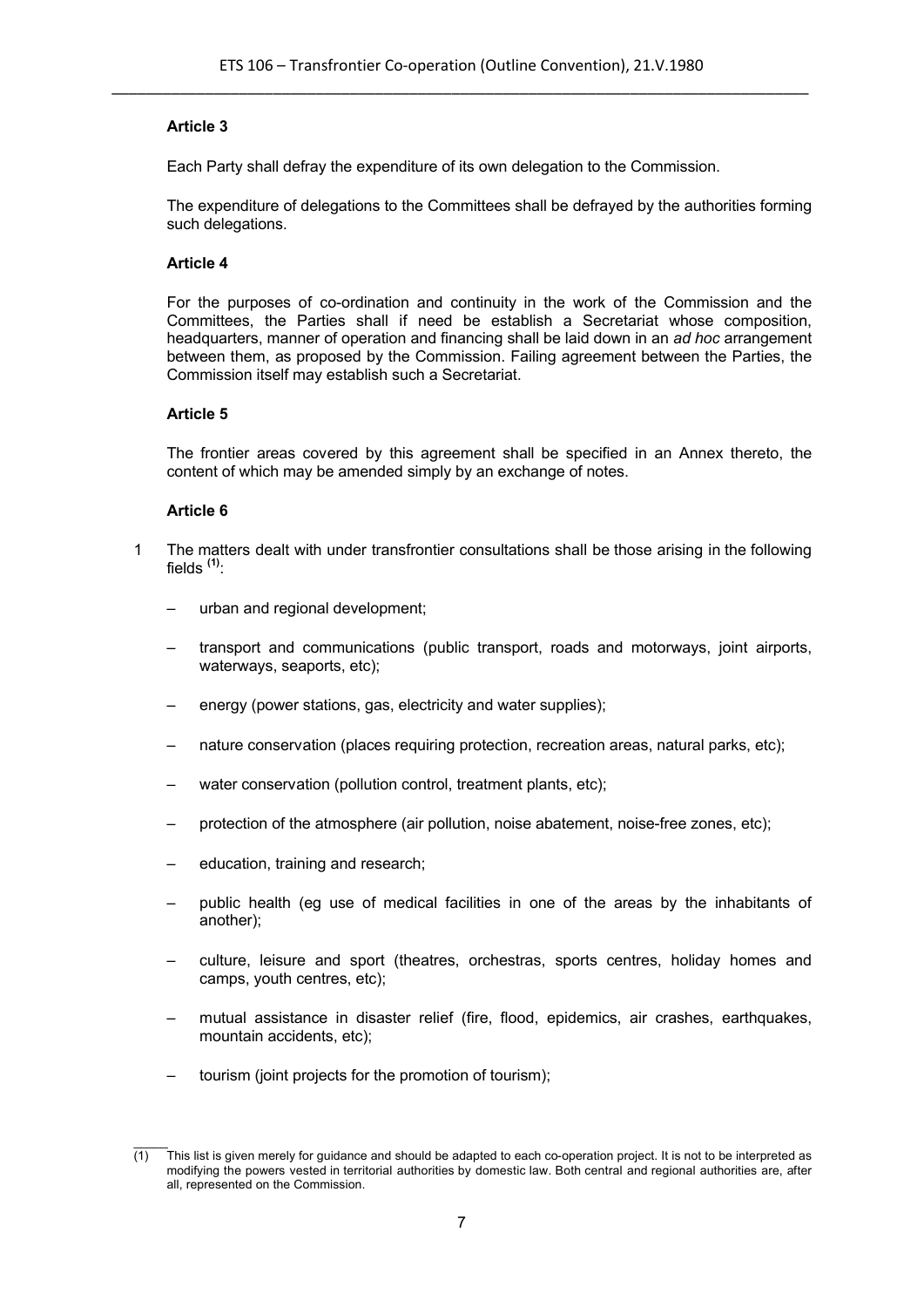### Article 3

Each Party shall defray the expenditure of its own delegation to the Commission.

The expenditure of delegations to the Committees shall be defrayed by the authorities forming such delegations.

### Article 4

For the purposes of co-ordination and continuity in the work of the Commission and the Committees, the Parties shall if need be establish a Secretariat whose composition, headquarters, manner of operation and financing shall be laid down in an *ad hoc* arrangement between them, as proposed by the Commission. Failing agreement between the Parties, the Commission itself may establish such a Secretariat.

### Article 5

The frontier areas covered by this agreement shall be specified in an Annex thereto, the content of which may be amended simply by an exchange of notes.

### Article 6

1 The matters dealt with under transfrontier consultations shall be those arising in the following fields [(1)]:

– urban and regional development;

– transport and communications (public transport, roads and motorways, joint airports, waterways, seaports, etc);

– energy (power stations, gas, electricity and water supplies);

– nature conservation (places requiring protection, recreation areas, natural parks, etc);

– water conservation (pollution control, treatment plants, etc);

– protection of the atmosphere (air pollution, noise abatement, noise-free zones, etc);

– education, training and research;

– public health (eg use of medical facilities in one of the areas by the inhabitants of another);

– culture, leisure and sport (theatres, orchestras, sports centres, holiday homes and camps, youth centres, etc);

– mutual assistance in disaster relief (fire, flood, epidemics, air crashes, earthquakes, mountain accidents, etc);

– tourism (joint projects for the promotion of tourism);

---

(1) This list is given merely for guidance and should be adapted to each co-operation project. It is not to be interpreted as modifying the powers vested in territorial authorities by domestic law. Both central and regional authorities are, after all, represented on the Commission.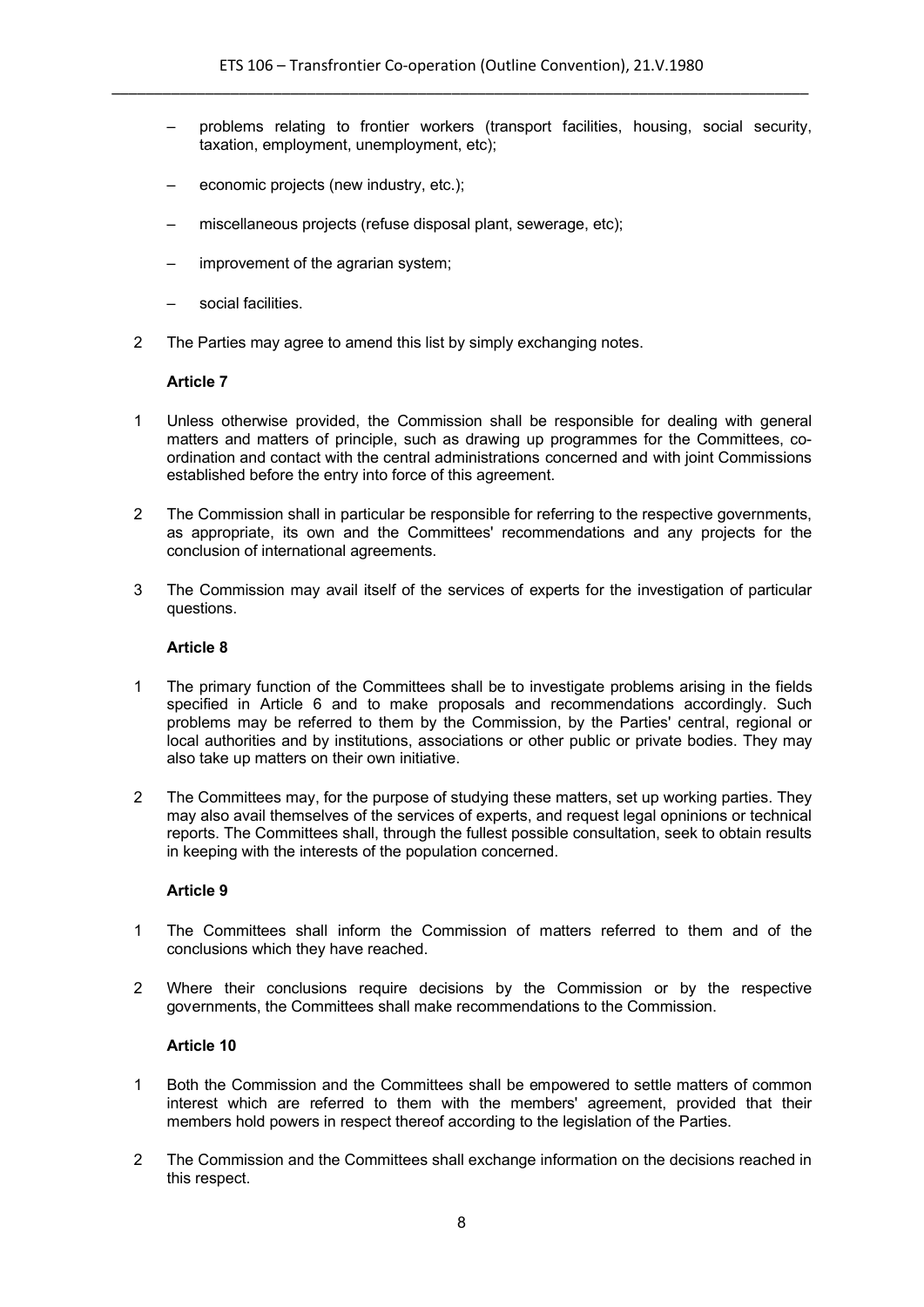– problems relating to frontier workers (transport facilities, housing, social security, taxation, employment, unemployment, etc);

– economic projects (new industry, etc.);

– miscellaneous projects (refuse disposal plant, sewerage, etc);

– improvement of the agrarian system;

– social facilities.

2 The Parties may agree to amend this list by simply exchanging notes.

**Article 7**

1 Unless otherwise provided, the Commission shall be responsible for dealing with general matters and matters of principle, such as drawing up programmes for the Committees, co-ordination and contact with the central administrations concerned and with joint Commissions established before the entry into force of this agreement.

2 The Commission shall in particular be responsible for referring to the respective governments, as appropriate, its own and the Committees' recommendations and any projects for the conclusion of international agreements.

3 The Commission may avail itself of the services of experts for the investigation of particular questions.

**Article 8**

1 The primary function of the Committees shall be to investigate problems arising in the fields specified in Article 6 and to make proposals and recommendations accordingly. Such problems may be referred to them by the Commission, by the Parties' central, regional or local authorities and by institutions, associations or other public or private bodies. They may also take up matters on their own initiative.

2 The Committees may, for the purpose of studying these matters, set up working parties. They may also avail themselves of the services of experts, and request legal opninions or technical reports. The Committees shall, through the fullest possible consultation, seek to obtain results in keeping with the interests of the population concerned.

**Article 9**

1 The Committees shall inform the Commission of matters referred to them and of the conclusions which they have reached.

2 Where their conclusions require decisions by the Commission or by the respective governments, the Committees shall make recommendations to the Commission.

**Article 10**

1 Both the Commission and the Committees shall be empowered to settle matters of common interest which are referred to them with the members' agreement, provided that their members hold powers in respect thereof according to the legislation of the Parties.

2 The Commission and the Committees shall exchange information on the decisions reached in this respect.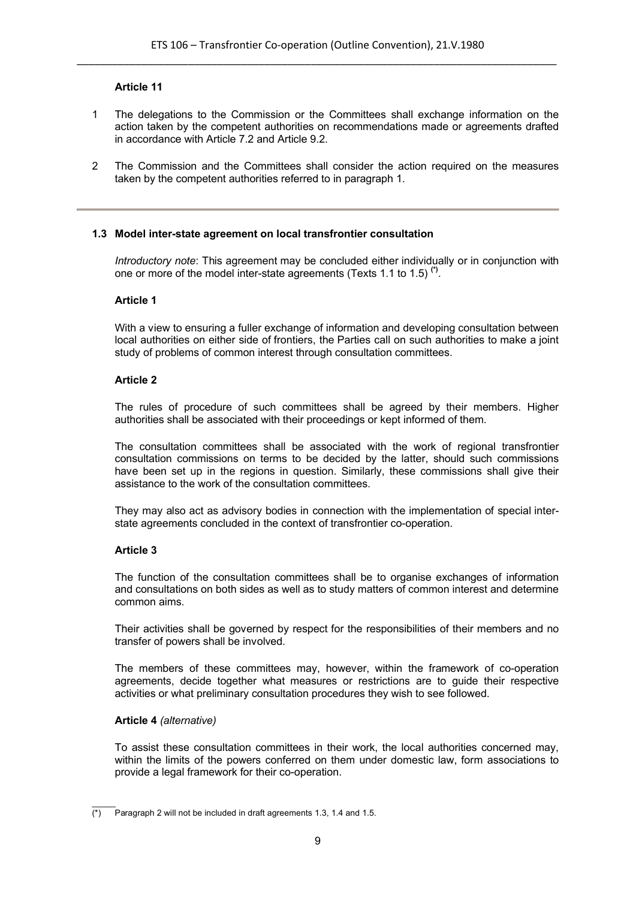**Article 11**

1 The delegations to the Commission or the Committees shall exchange information on the action taken by the competent authorities on recommendations made or agreements drafted in accordance with Article 7.2 and Article 9.2.

2 The Commission and the Committees shall consider the action required on the measures taken by the competent authorities referred to in paragraph 1.

---

### 1.3 Model inter-state agreement on local transfrontier consultation

*Introductory note*: This agreement may be concluded either individually or in conjunction with one or more of the model inter-state agreements (Texts 1.1 to 1.5) [(*)].

**Article 1**

With a view to ensuring a fuller exchange of information and developing consultation between local authorities on either side of frontiers, the Parties call on such authorities to make a joint study of problems of common interest through consultation committees.

**Article 2**

The rules of procedure of such committees shall be agreed by their members. Higher authorities shall be associated with their proceedings or kept informed of them.

The consultation committees shall be associated with the work of regional transfrontier consultation commissions on terms to be decided by the latter, should such commissions have been set up in the regions in question. Similarly, these commissions shall give their assistance to the work of the consultation committees.

They may also act as advisory bodies in connection with the implementation of special inter-state agreements concluded in the context of transfrontier co-operation.

**Article 3**

The function of the consultation committees shall be to organise exchanges of information and consultations on both sides as well as to study matters of common interest and determine common aims.

Their activities shall be governed by respect for the responsibilities of their members and no transfer of powers shall be involved.

The members of these committees may, however, within the framework of co-operation agreements, decide together what measures or restrictions are to guide their respective activities or what preliminary consultation procedures they wish to see followed.

**Article 4** *(alternative)*

To assist these consultation committees in their work, the local authorities concerned may, within the limits of the powers conferred on them under domestic law, form associations to provide a legal framework for their co-operation.

---

(*) Paragraph 2 will not be included in draft agreements 1.3, 1.4 and 1.5.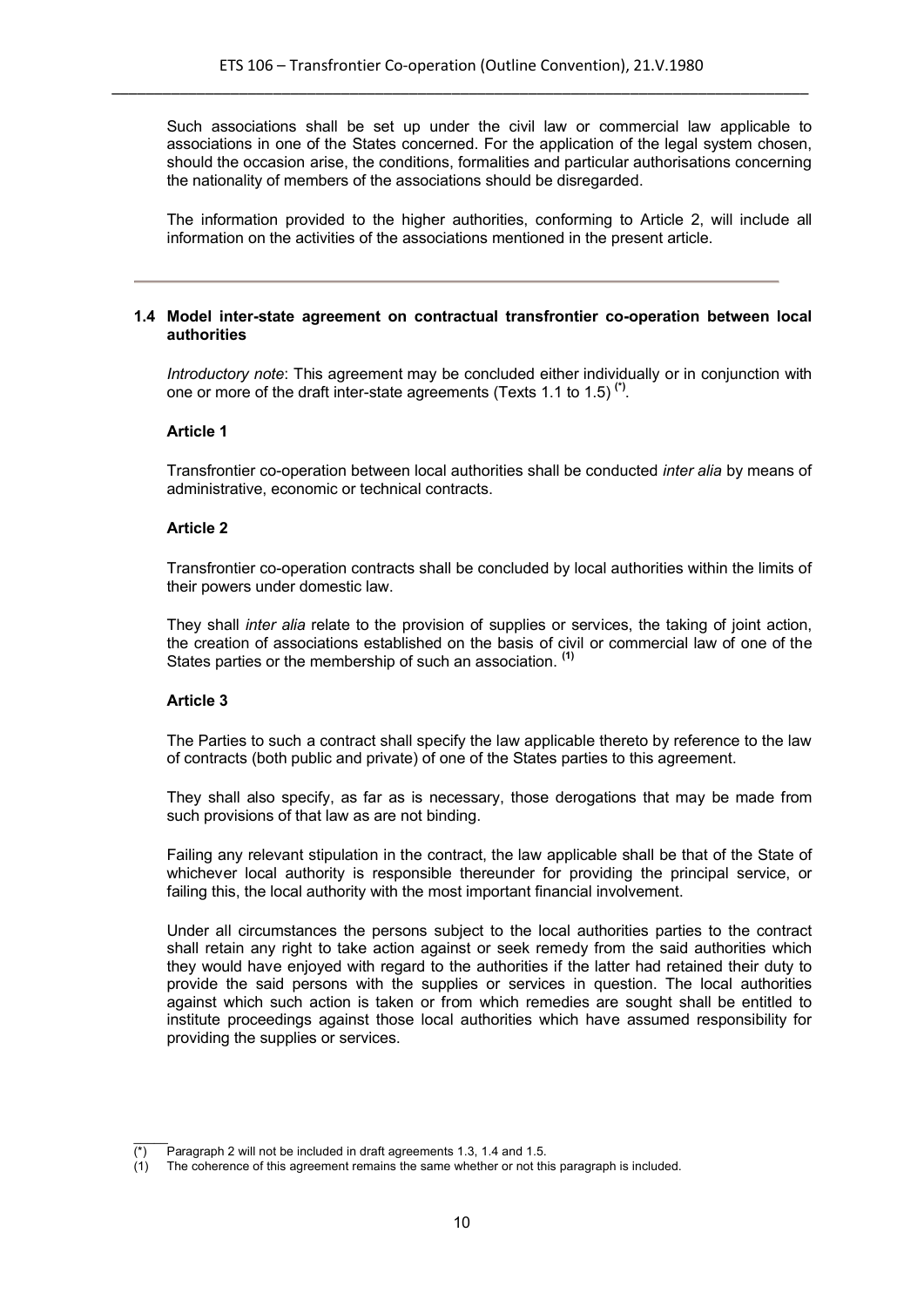Such associations shall be set up under the civil law or commercial law applicable to associations in one of the States concerned. For the application of the legal system chosen, should the occasion arise, the conditions, formalities and particular authorisations concerning the nationality of members of the associations should be disregarded.

The information provided to the higher authorities, conforming to Article 2, will include all information on the activities of the associations mentioned in the present article.

---

### 1.4 Model inter-state agreement on contractual transfrontier co-operation between local authorities

*Introductory note*: This agreement may be concluded either individually or in conjunction with one or more of the draft inter-state agreements (Texts 1.1 to 1.5) [(*)].

**Article 1**

Transfrontier co-operation between local authorities shall be conducted *inter alia* by means of administrative, economic or technical contracts.

**Article 2**

Transfrontier co-operation contracts shall be concluded by local authorities within the limits of their powers under domestic law.

They shall *inter alia* relate to the provision of supplies or services, the taking of joint action, the creation of associations established on the basis of civil or commercial law of one of the States parties or the membership of such an association. [(1)]

**Article 3**

The Parties to such a contract shall specify the law applicable thereto by reference to the law of contracts (both public and private) of one of the States parties to this agreement.

They shall also specify, as far as is necessary, those derogations that may be made from such provisions of that law as are not binding.

Failing any relevant stipulation in the contract, the law applicable shall be that of the State of whichever local authority is responsible thereunder for providing the principal service, or failing this, the local authority with the most important financial involvement.

Under all circumstances the persons subject to the local authorities parties to the contract shall retain any right to take action against or seek remedy from the said authorities which they would have enjoyed with regard to the authorities if the latter had retained their duty to provide the said persons with the supplies or services in question. The local authorities against which such action is taken or from which remedies are sought shall be entitled to institute proceedings against those local authorities which have assumed responsibility for providing the supplies or services.

---

(*) Paragraph 2 will not be included in draft agreements 1.3, 1.4 and 1.5.

(1) The coherence of this agreement remains the same whether or not this paragraph is included.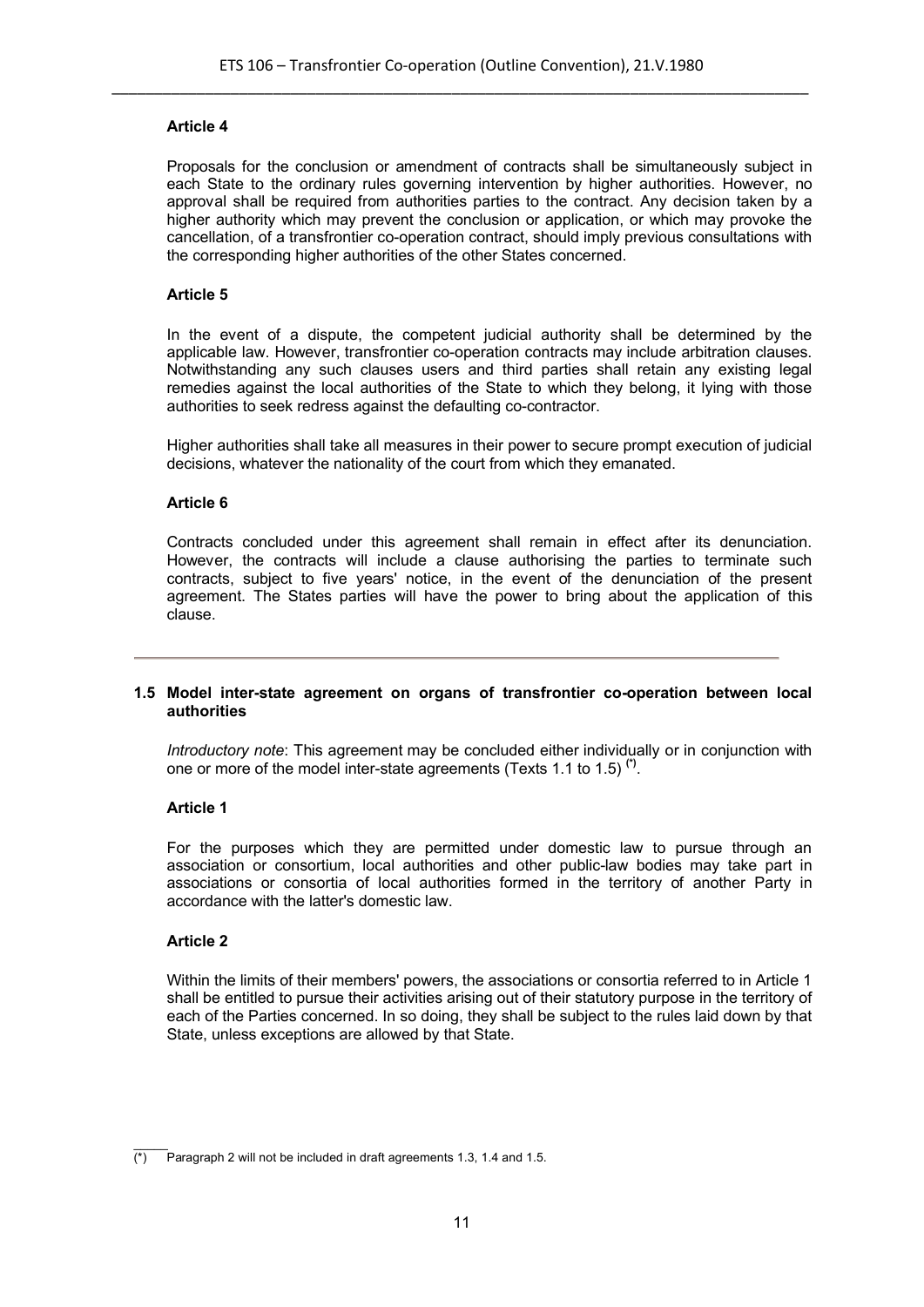### Article 4

Proposals for the conclusion or amendment of contracts shall be simultaneously subject in each State to the ordinary rules governing intervention by higher authorities. However, no approval shall be required from authorities parties to the contract. Any decision taken by a higher authority which may prevent the conclusion or application, or which may provoke the cancellation, of a transfrontier co-operation contract, should imply previous consultations with the corresponding higher authorities of the other States concerned.

### Article 5

In the event of a dispute, the competent judicial authority shall be determined by the applicable law. However, transfrontier co-operation contracts may include arbitration clauses. Notwithstanding any such clauses users and third parties shall retain any existing legal remedies against the local authorities of the State to which they belong, it lying with those authorities to seek redress against the defaulting co-contractor.

Higher authorities shall take all measures in their power to secure prompt execution of judicial decisions, whatever the nationality of the court from which they emanated.

### Article 6

Contracts concluded under this agreement shall remain in effect after its denunciation. However, the contracts will include a clause authorising the parties to terminate such contracts, subject to five years' notice, in the event of the denunciation of the present agreement. The States parties will have the power to bring about the application of this clause.

---

## 1.5 Model inter-state agreement on organs of transfrontier co-operation between local authorities

*Introductory note*: This agreement may be concluded either individually or in conjunction with one or more of the model inter-state agreements (Texts 1.1 to 1.5) [(*)].

### Article 1

For the purposes which they are permitted under domestic law to pursue through an association or consortium, local authorities and other public-law bodies may take part in associations or consortia of local authorities formed in the territory of another Party in accordance with the latter's domestic law.

### Article 2

Within the limits of their members' powers, the associations or consortia referred to in Article 1 shall be entitled to pursue their activities arising out of their statutory purpose in the territory of each of the Parties concerned. In so doing, they shall be subject to the rules laid down by that State, unless exceptions are allowed by that State.

---

(*) Paragraph 2 will not be included in draft agreements 1.3, 1.4 and 1.5.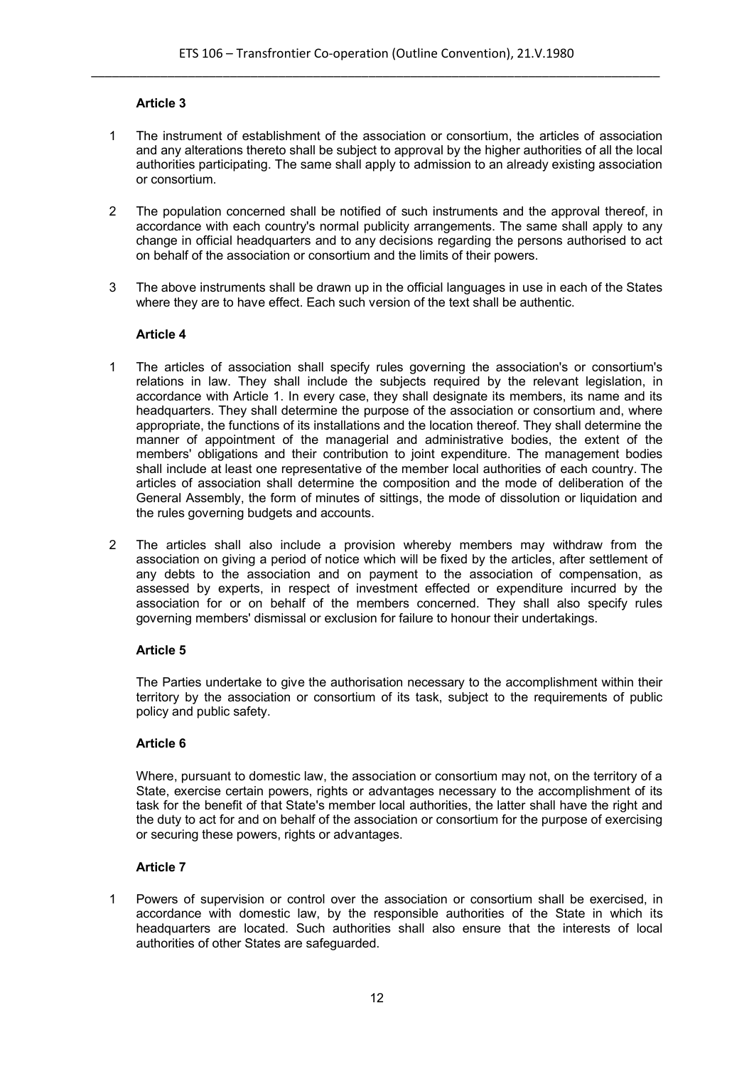**Article 3**

1 The instrument of establishment of the association or consortium, the articles of association and any alterations thereto shall be subject to approval by the higher authorities of all the local authorities participating. The same shall apply to admission to an already existing association or consortium.

2 The population concerned shall be notified of such instruments and the approval thereof, in accordance with each country's normal publicity arrangements. The same shall apply to any change in official headquarters and to any decisions regarding the persons authorised to act on behalf of the association or consortium and the limits of their powers.

3 The above instruments shall be drawn up in the official languages in use in each of the States where they are to have effect. Each such version of the text shall be authentic.

**Article 4**

1 The articles of association shall specify rules governing the association's or consortium's relations in law. They shall include the subjects required by the relevant legislation, in accordance with Article 1. In every case, they shall designate its members, its name and its headquarters. They shall determine the purpose of the association or consortium and, where appropriate, the functions of its installations and the location thereof. They shall determine the manner of appointment of the managerial and administrative bodies, the extent of the members' obligations and their contribution to joint expenditure. The management bodies shall include at least one representative of the member local authorities of each country. The articles of association shall determine the composition and the mode of deliberation of the General Assembly, the form of minutes of sittings, the mode of dissolution or liquidation and the rules governing budgets and accounts.

2 The articles shall also include a provision whereby members may withdraw from the association on giving a period of notice which will be fixed by the articles, after settlement of any debts to the association and on payment to the association of compensation, as assessed by experts, in respect of investment effected or expenditure incurred by the association for or on behalf of the members concerned. They shall also specify rules governing members' dismissal or exclusion for failure to honour their undertakings.

**Article 5**

The Parties undertake to give the authorisation necessary to the accomplishment within their territory by the association or consortium of its task, subject to the requirements of public policy and public safety.

**Article 6**

Where, pursuant to domestic law, the association or consortium may not, on the territory of a State, exercise certain powers, rights or advantages necessary to the accomplishment of its task for the benefit of that State's member local authorities, the latter shall have the right and the duty to act for and on behalf of the association or consortium for the purpose of exercising or securing these powers, rights or advantages.

**Article 7**

1 Powers of supervision or control over the association or consortium shall be exercised, in accordance with domestic law, by the responsible authorities of the State in which its headquarters are located. Such authorities shall also ensure that the interests of local authorities of other States are safeguarded.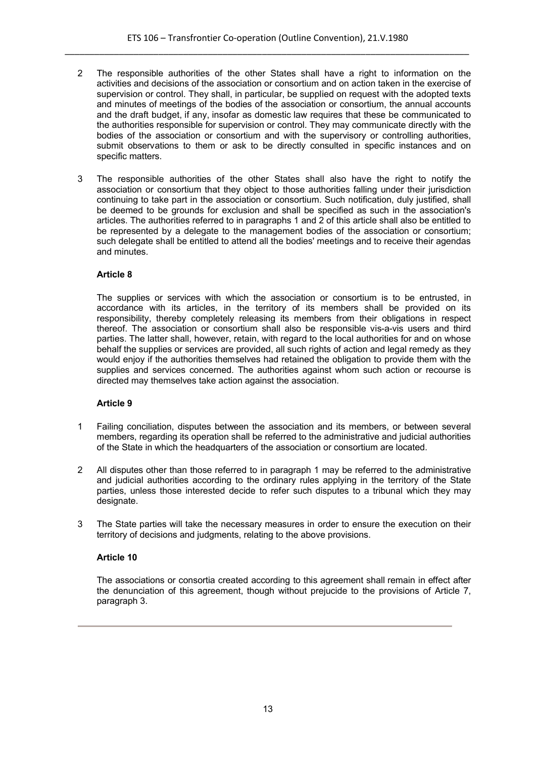2 The responsible authorities of the other States shall have a right to information on the activities and decisions of the association or consortium and on action taken in the exercise of supervision or control. They shall, in particular, be supplied on request with the adopted texts and minutes of meetings of the bodies of the association or consortium, the annual accounts and the draft budget, if any, insofar as domestic law requires that these be communicated to the authorities responsible for supervision or control. They may communicate directly with the bodies of the association or consortium and with the supervisory or controlling authorities, submit observations to them or ask to be directly consulted in specific instances and on specific matters.

3 The responsible authorities of the other States shall also have the right to notify the association or consortium that they object to those authorities falling under their jurisdiction continuing to take part in the association or consortium. Such notification, duly justified, shall be deemed to be grounds for exclusion and shall be specified as such in the association's articles. The authorities referred to in paragraphs 1 and 2 of this article shall also be entitled to be represented by a delegate to the management bodies of the association or consortium; such delegate shall be entitled to attend all the bodies' meetings and to receive their agendas and minutes.

**Article 8**

The supplies or services with which the association or consortium is to be entrusted, in accordance with its articles, in the territory of its members shall be provided on its responsibility, thereby completely releasing its members from their obligations in respect thereof. The association or consortium shall also be responsible vis-a-vis users and third parties. The latter shall, however, retain, with regard to the local authorities for and on whose behalf the supplies or services are provided, all such rights of action and legal remedy as they would enjoy if the authorities themselves had retained the obligation to provide them with the supplies and services concerned. The authorities against whom such action or recourse is directed may themselves take action against the association.

**Article 9**

1 Failing conciliation, disputes between the association and its members, or between several members, regarding its operation shall be referred to the administrative and judicial authorities of the State in which the headquarters of the association or consortium are located.

2 All disputes other than those referred to in paragraph 1 may be referred to the administrative and judicial authorities according to the ordinary rules applying in the territory of the State parties, unless those interested decide to refer such disputes to a tribunal which they may designate.

3 The State parties will take the necessary measures in order to ensure the execution on their territory of decisions and judgments, relating to the above provisions.

**Article 10**

The associations or consortia created according to this agreement shall remain in effect after the denunciation of this agreement, though without prejucide to the provisions of Article 7, paragraph 3.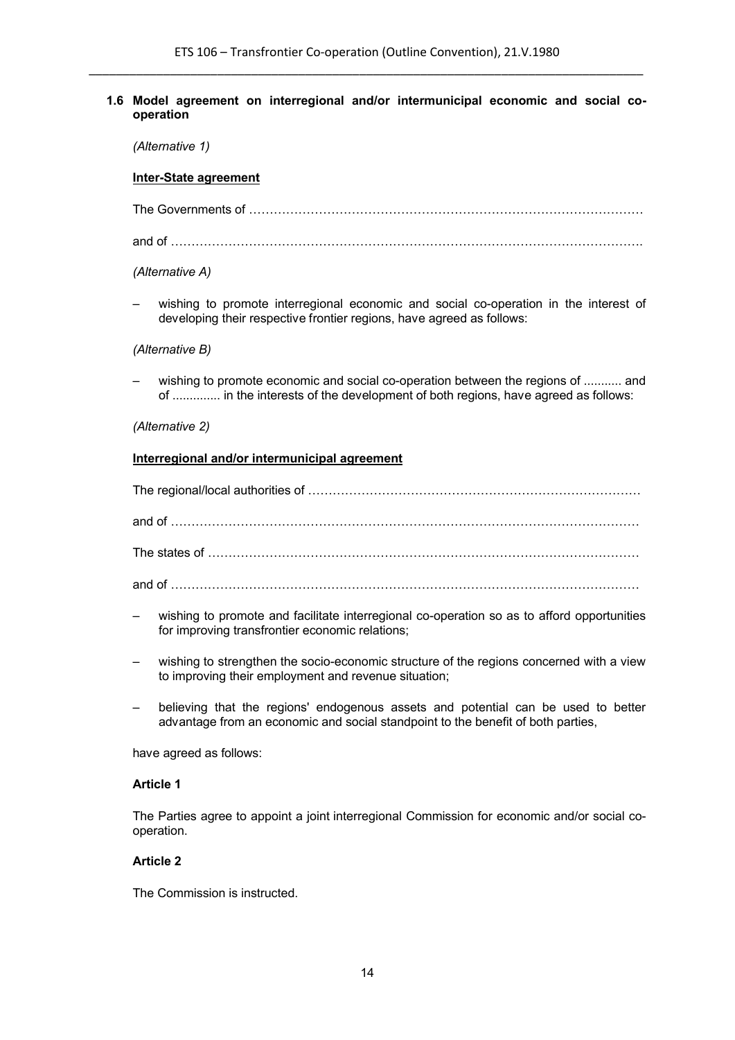### 1.6 Model agreement on interregional and/or intermunicipal economic and social co-operation

*(Alternative 1)*

**Inter-State agreement**

The Governments of ……………………………………………………………………………………

and of ……………………………………………………………………………………………………….

*(Alternative A)*

– wishing to promote interregional economic and social co-operation in the interest of developing their respective frontier regions, have agreed as follows:

*(Alternative B)*

– wishing to promote economic and social co-operation between the regions of ........... and of .............. in the interests of the development of both regions, have agreed as follows:

*(Alternative 2)*

**Interregional and/or intermunicipal agreement**

The regional/local authorities of ………………………………………………………………………

and of ……………………………………………………………………………………………………

The states of ……………………………………………………………………………………………

and of ……………………………………………………………………………………………………

– wishing to promote and facilitate interregional co-operation so as to afford opportunities for improving transfrontier economic relations;

– wishing to strengthen the socio-economic structure of the regions concerned with a view to improving their employment and revenue situation;

– believing that the regions' endogenous assets and potential can be used to better advantage from an economic and social standpoint to the benefit of both parties,

have agreed as follows:

**Article 1**

The Parties agree to appoint a joint interregional Commission for economic and/or social co-operation.

**Article 2**

The Commission is instructed.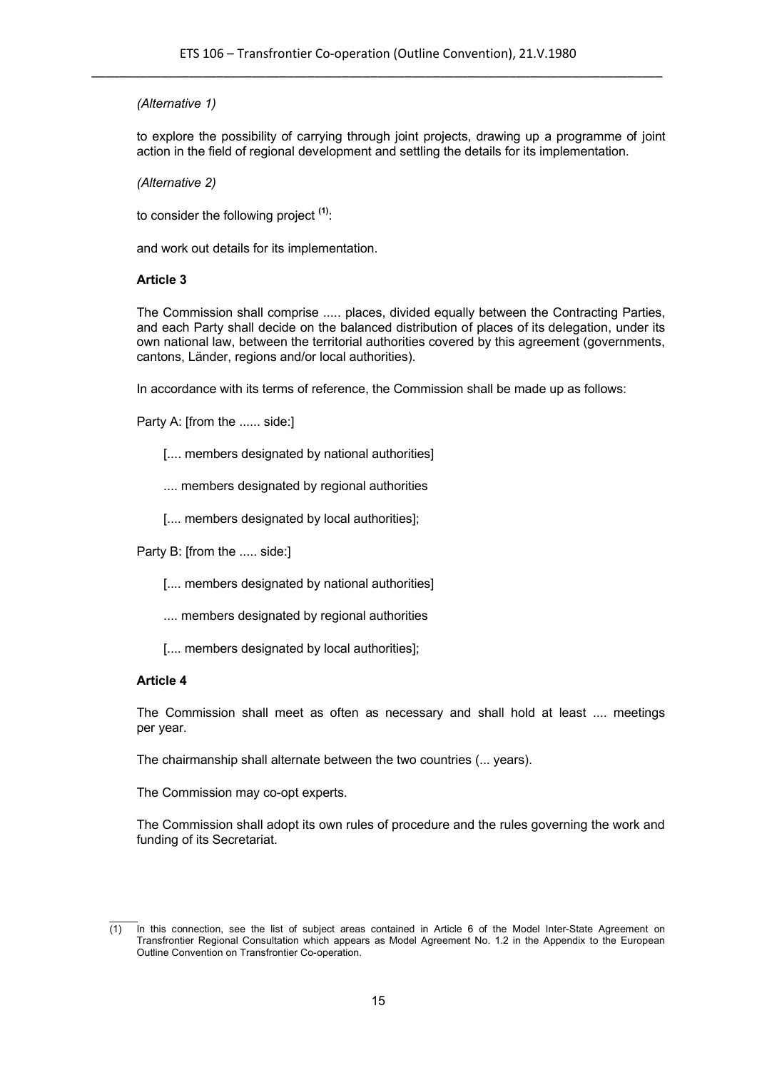*(Alternative 1)*

to explore the possibility of carrying through joint projects, drawing up a programme of joint action in the field of regional development and settling the details for its implementation.

*(Alternative 2)*

to consider the following project [(1)]:

and work out details for its implementation.

**Article 3**

The Commission shall comprise ..... places, divided equally between the Contracting Parties, and each Party shall decide on the balanced distribution of places of its delegation, under its own national law, between the territorial authorities covered by this agreement (governments, cantons, Länder, regions and/or local authorities).

In accordance with its terms of reference, the Commission shall be made up as follows:

Party A: [from the ...... side:]

[.... members designated by national authorities]

.... members designated by regional authorities

[.... members designated by local authorities];

Party B: [from the ..... side:]

[.... members designated by national authorities]

.... members designated by regional authorities

[.... members designated by local authorities];

**Article 4**

The Commission shall meet as often as necessary and shall hold at least .... meetings per year.

The chairmanship shall alternate between the two countries (... years).

The Commission may co-opt experts.

The Commission shall adopt its own rules of procedure and the rules governing the work and funding of its Secretariat.

---

(1) In this connection, see the list of subject areas contained in Article 6 of the Model Inter-State Agreement on Transfrontier Regional Consultation which appears as Model Agreement No. 1.2 in the Appendix to the European Outline Convention on Transfrontier Co-operation.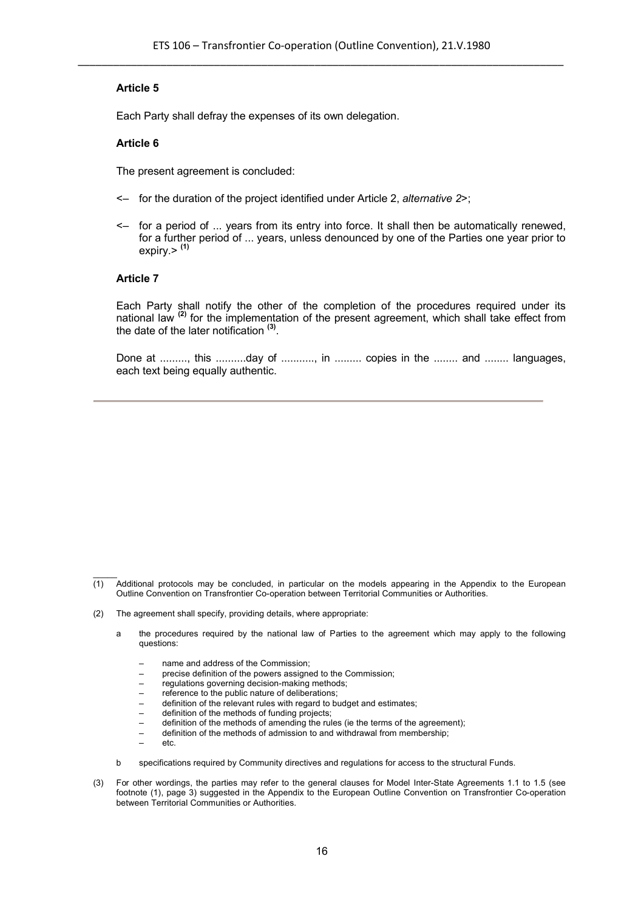**Article 5**

Each Party shall defray the expenses of its own delegation.

**Article 6**

The present agreement is concluded:

<– for the duration of the project identified under Article 2, *alternative 2*>;

<– for a period of ... years from its entry into force. It shall then be automatically renewed, for a further period of ... years, unless denounced by one of the Parties one year prior to expiry.> [(1)]

**Article 7**

Each Party shall notify the other of the completion of the procedures required under its national law [(2)] for the implementation of the present agreement, which shall take effect from the date of the later notification [(3)].

Done at ........., this ..........day of ..........., in ......... copies in the ........ and ........ languages, each text being equally authentic.

---

(1) Additional protocols may be concluded, in particular on the models appearing in the Appendix to the European Outline Convention on Transfrontier Co-operation between Territorial Communities or Authorities.

(2) The agreement shall specify, providing details, where appropriate:

a the procedures required by the national law of Parties to the agreement which may apply to the following questions:

– name and address of the Commission;
– precise definition of the powers assigned to the Commission;
– regulations governing decision-making methods;
– reference to the public nature of deliberations;
– definition of the relevant rules with regard to budget and estimates;
– definition of the methods of funding projects;
– definition of the methods of amending the rules (ie the terms of the agreement);
– definition of the methods of admission to and withdrawal from membership;
– etc.

b specifications required by Community directives and regulations for access to the structural Funds.

(3) For other wordings, the parties may refer to the general clauses for Model Inter-State Agreements 1.1 to 1.5 (see footnote (1), page 3) suggested in the Appendix to the European Outline Convention on Transfrontier Co-operation between Territorial Communities or Authorities.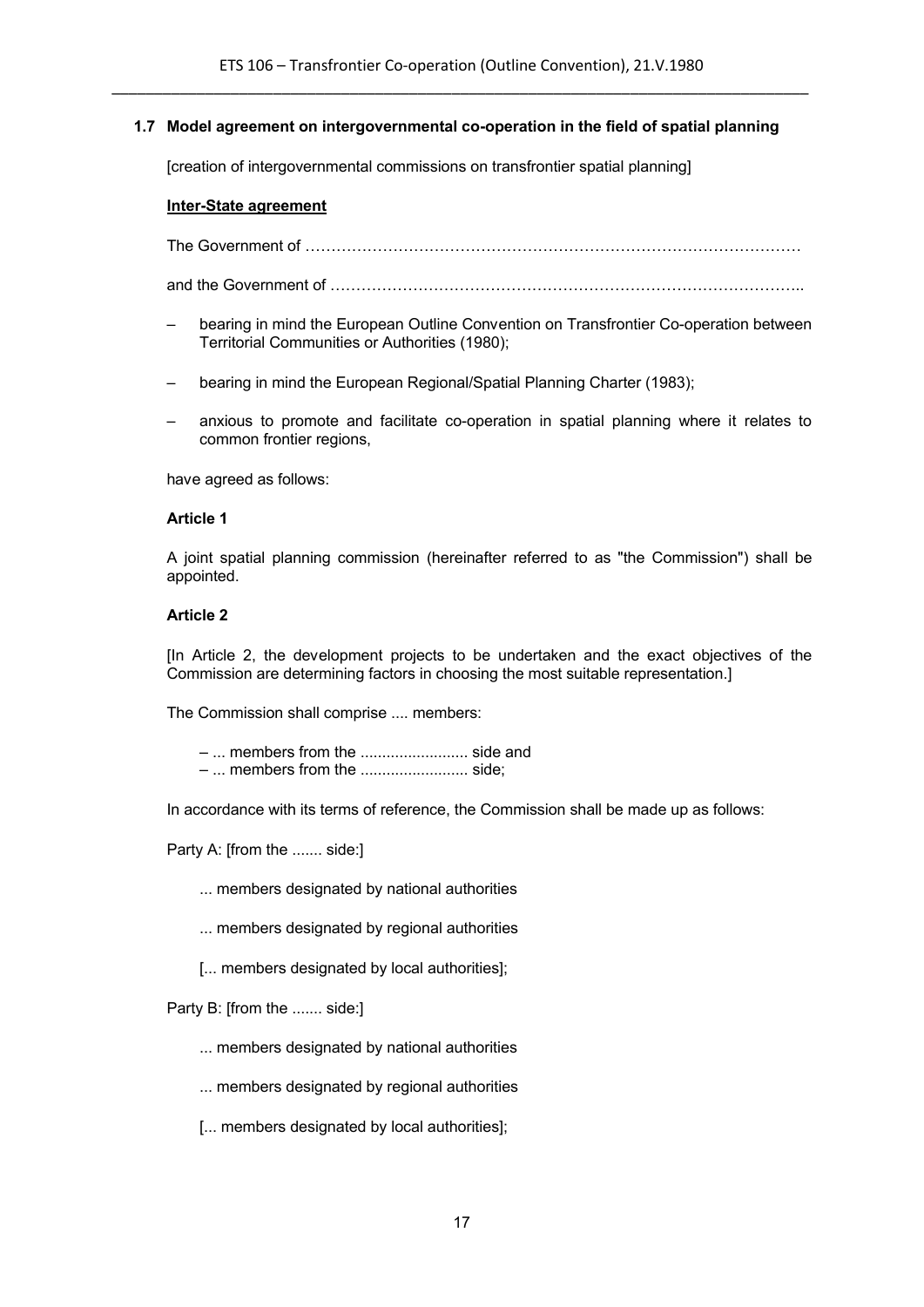### 1.7 Model agreement on intergovernmental co-operation in the field of spatial planning

[creation of intergovernmental commissions on transfrontier spatial planning]

**Inter-State agreement**

The Government of …………………………………………………………………………………

and the Government of ………………………………………………………………………………..

– bearing in mind the European Outline Convention on Transfrontier Co-operation between Territorial Communities or Authorities (1980);

– bearing in mind the European Regional/Spatial Planning Charter (1983);

– anxious to promote and facilitate co-operation in spatial planning where it relates to common frontier regions,

have agreed as follows:

**Article 1**

A joint spatial planning commission (hereinafter referred to as "the Commission") shall be appointed.

**Article 2**

[In Article 2, the development projects to be undertaken and the exact objectives of the Commission are determining factors in choosing the most suitable representation.]

The Commission shall comprise .... members:

– ... members from the ......................... side and
– ... members from the ......................... side;

In accordance with its terms of reference, the Commission shall be made up as follows:

Party A: [from the ....... side:]

... members designated by national authorities

... members designated by regional authorities

[... members designated by local authorities];

Party B: [from the ....... side:]

... members designated by national authorities

... members designated by regional authorities

[... members designated by local authorities];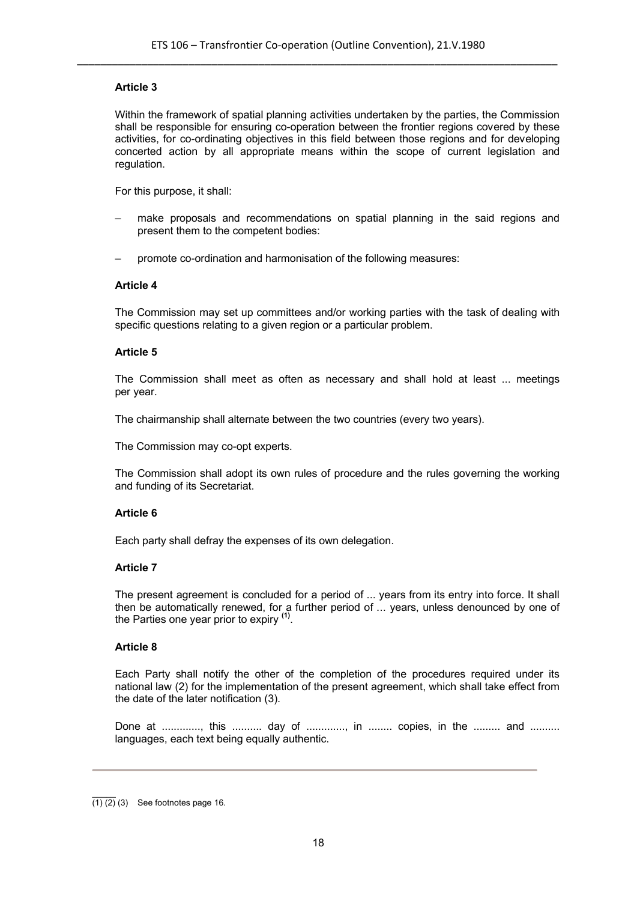### Article 3

Within the framework of spatial planning activities undertaken by the parties, the Commission shall be responsible for ensuring co-operation between the frontier regions covered by these activities, for co-ordinating objectives in this field between those regions and for developing concerted action by all appropriate means within the scope of current legislation and regulation.

For this purpose, it shall:

– make proposals and recommendations on spatial planning in the said regions and present them to the competent bodies:

– promote co-ordination and harmonisation of the following measures:

### Article 4

The Commission may set up committees and/or working parties with the task of dealing with specific questions relating to a given region or a particular problem.

### Article 5

The Commission shall meet as often as necessary and shall hold at least ... meetings per year.

The chairmanship shall alternate between the two countries (every two years).

The Commission may co-opt experts.

The Commission shall adopt its own rules of procedure and the rules governing the working and funding of its Secretariat.

### Article 6

Each party shall defray the expenses of its own delegation.

### Article 7

The present agreement is concluded for a period of ... years from its entry into force. It shall then be automatically renewed, for a further period of … years, unless denounced by one of the Parties one year prior to expiry [(1)].

### Article 8

Each Party shall notify the other of the completion of the procedures required under its national law (2) for the implementation of the present agreement, which shall take effect from the date of the later notification (3).

Done at ............., this .......... day of ............., in ........ copies, in the ......... and .......... languages, each text being equally authentic.

---

(1) (2) (3) See footnotes page 16.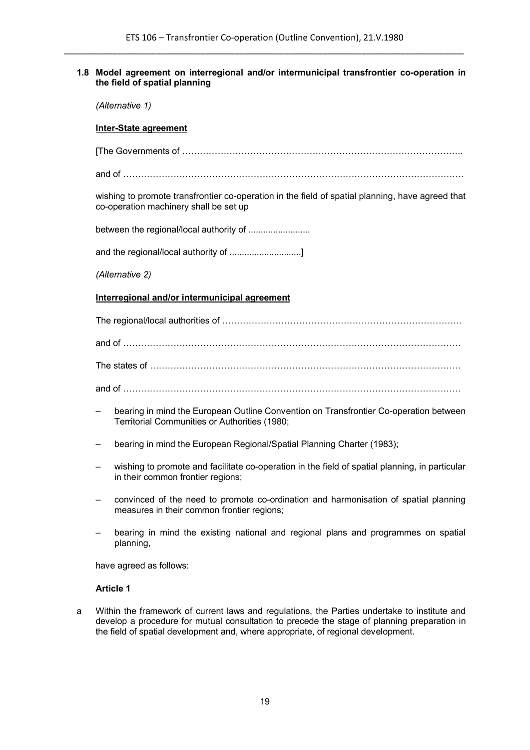### 1.8 Model agreement on interregional and/or intermunicipal transfrontier co-operation in the field of spatial planning

*(Alternative 1)*

**Inter-State agreement**

[The Governments of …………………………………………………………………………………..

and of ………………………………………………………………………………………………….

wishing to promote transfrontier co-operation in the field of spatial planning, have agreed that co-operation machinery shall be set up

between the regional/local authority of .........................

and the regional/local authority of ............................]

*(Alternative 2)*

**Interregional and/or intermunicipal agreement**

The regional/local authorities of ………………………………………………………………………

and of …………………………………………………………………………………………………

The states of ……………………………………………………………………………………………

and of …………………………………………………………………………………………………

– bearing in mind the European Outline Convention on Transfrontier Co-operation between Territorial Communities or Authorities (1980;

– bearing in mind the European Regional/Spatial Planning Charter (1983);

– wishing to promote and facilitate co-operation in the field of spatial planning, in particular in their common frontier regions;

– convinced of the need to promote co-ordination and harmonisation of spatial planning measures in their common frontier regions;

– bearing in mind the existing national and regional plans and programmes on spatial planning,

have agreed as follows:

**Article 1**

a Within the framework of current laws and regulations, the Parties undertake to institute and develop a procedure for mutual consultation to precede the stage of planning preparation in the field of spatial development and, where appropriate, of regional development.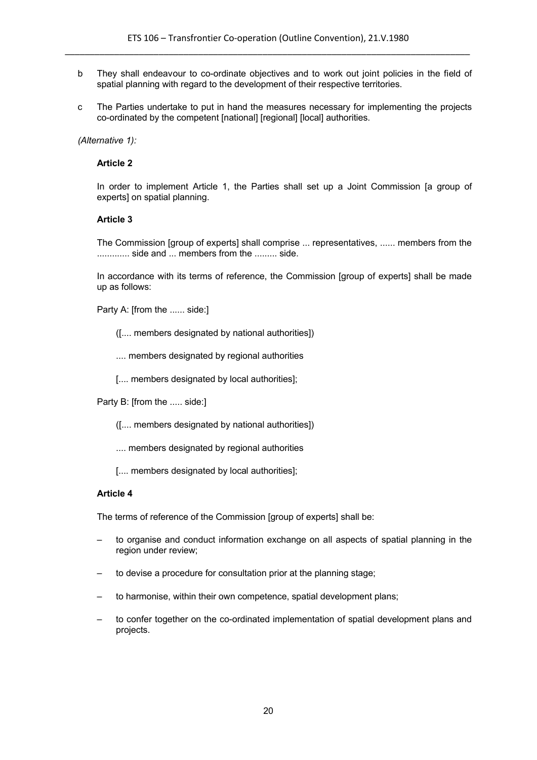b They shall endeavour to co-ordinate objectives and to work out joint policies in the field of spatial planning with regard to the development of their respective territories.

c The Parties undertake to put in hand the measures necessary for implementing the projects co-ordinated by the competent [national] [regional] [local] authorities.

*(Alternative 1):*

**Article 2**

In order to implement Article 1, the Parties shall set up a Joint Commission [a group of experts] on spatial planning.

**Article 3**

The Commission [group of experts] shall comprise ... representatives, ...... members from the ............. side and ... members from the ......... side.

In accordance with its terms of reference, the Commission [group of experts] shall be made up as follows:

Party A: [from the ...... side:]

([.... members designated by national authorities])

.... members designated by regional authorities

[.... members designated by local authorities];

Party B: [from the ..... side:]

([.... members designated by national authorities])

.... members designated by regional authorities

[.... members designated by local authorities];

**Article 4**

The terms of reference of the Commission [group of experts] shall be:

– to organise and conduct information exchange on all aspects of spatial planning in the region under review;

– to devise a procedure for consultation prior at the planning stage;

– to harmonise, within their own competence, spatial development plans;

– to confer together on the co-ordinated implementation of spatial development plans and projects.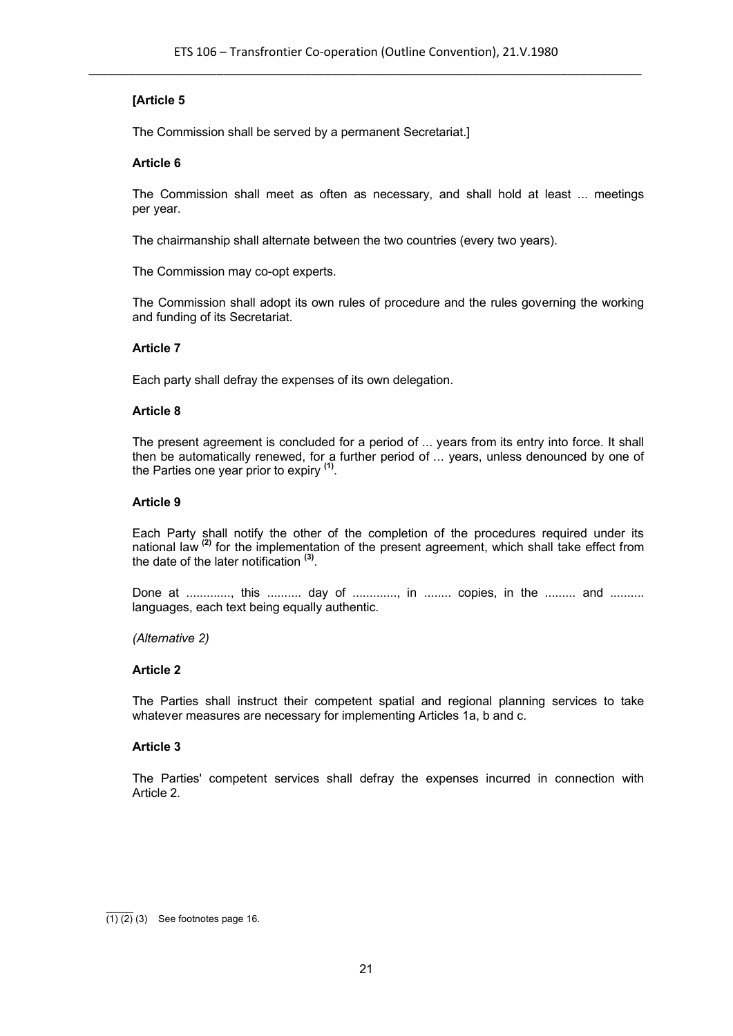**[Article 5**

The Commission shall be served by a permanent Secretariat.]

**Article 6**

The Commission shall meet as often as necessary, and shall hold at least ... meetings per year.

The chairmanship shall alternate between the two countries (every two years).

The Commission may co-opt experts.

The Commission shall adopt its own rules of procedure and the rules governing the working and funding of its Secretariat.

**Article 7**

Each party shall defray the expenses of its own delegation.

**Article 8**

The present agreement is concluded for a period of ... years from its entry into force. It shall then be automatically renewed, for a further period of ... years, unless denounced by one of the Parties one year prior to expiry [(1)].

**Article 9**

Each Party shall notify the other of the completion of the procedures required under its national law [(2)] for the implementation of the present agreement, which shall take effect from the date of the later notification [(3)].

Done at ............., this .......... day of ............., in ........ copies, in the ......... and .......... languages, each text being equally authentic.

*(Alternative 2)*

**Article 2**

The Parties shall instruct their competent spatial and regional planning services to take whatever measures are necessary for implementing Articles 1a, b and c.

**Article 3**

The Parties' competent services shall defray the expenses incurred in connection with Article 2.

---

(1) (2) (3) See footnotes page 16.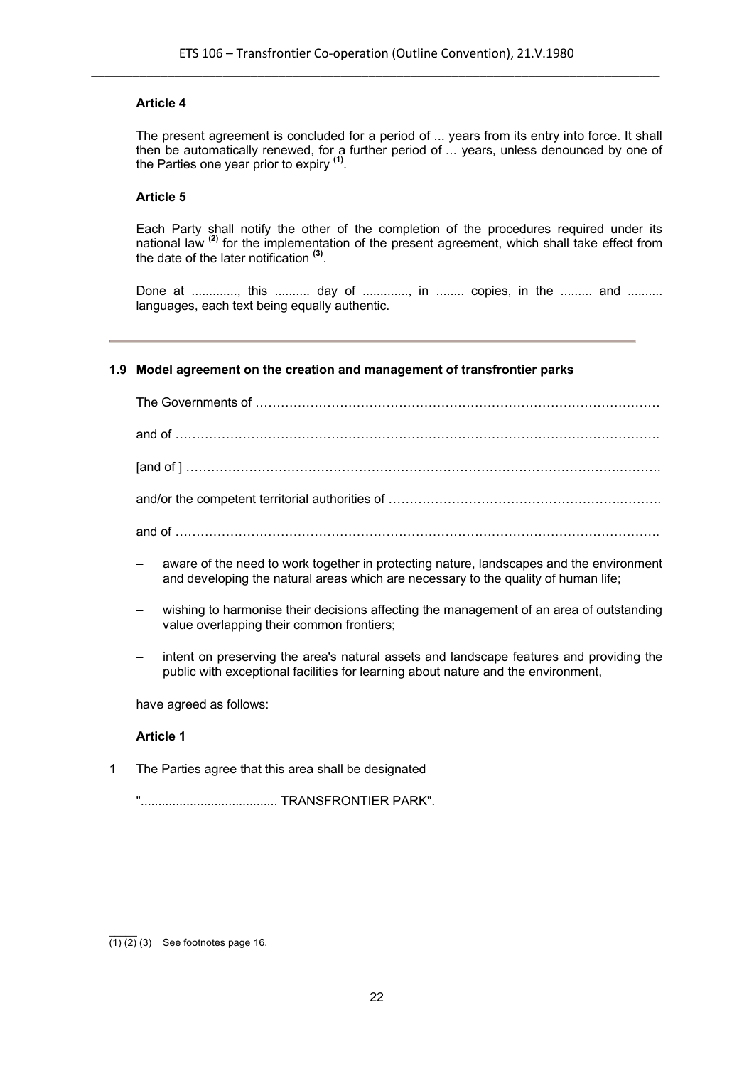**Article 4**

The present agreement is concluded for a period of ... years from its entry into force. It shall then be automatically renewed, for a further period of ... years, unless denounced by one of the Parties one year prior to expiry [(1)].

**Article 5**

Each Party shall notify the other of the completion of the procedures required under its national law [(2)] for the implementation of the present agreement, which shall take effect from the date of the later notification [(3)].

Done at ............., this .......... day of ............., in ........ copies, in the ......... and .......... languages, each text being equally authentic.

---

### 1.9 Model agreement on the creation and management of transfrontier parks

The Governments of ……………………………………………………………………………………

and of ……………………………………………………………………………………………………….

[and of ] ……………………………………………………………………………………………….……….

and/or the competent territorial authorities of ……………………………………………….……….

and of ……………………………………………………………………………………………………….

– aware of the need to work together in protecting nature, landscapes and the environment and developing the natural areas which are necessary to the quality of human life;

– wishing to harmonise their decisions affecting the management of an area of outstanding value overlapping their common frontiers;

– intent on preserving the area's natural assets and landscape features and providing the public with exceptional facilities for learning about nature and the environment,

have agreed as follows:

**Article 1**

1 The Parties agree that this area shall be designated

"....................................... TRANSFRONTIER PARK".

---

(1) (2) (3) See footnotes page 16.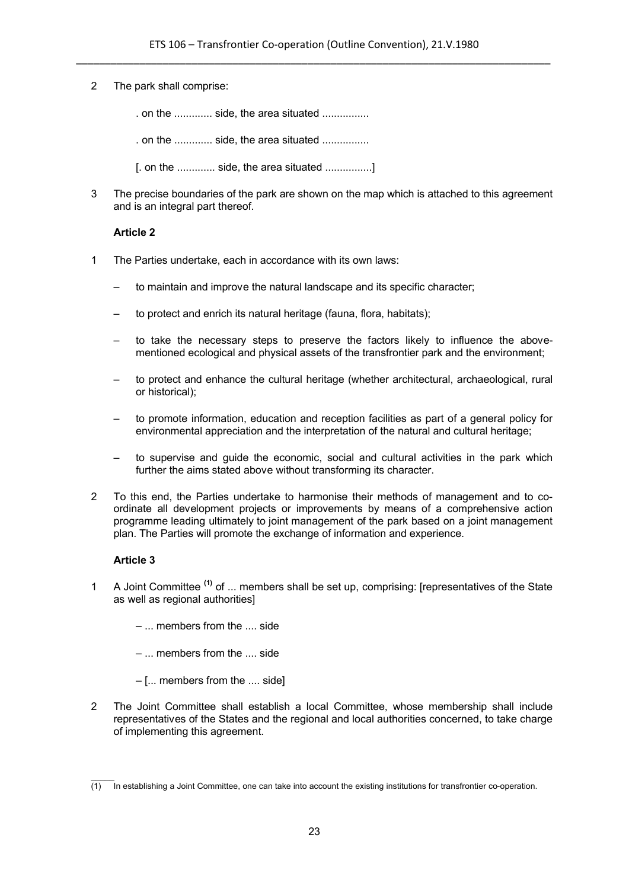2 The park shall comprise:

. on the ............. side, the area situated ................

. on the ............. side, the area situated ................

[. on the ............. side, the area situated ................]

3 The precise boundaries of the park are shown on the map which is attached to this agreement and is an integral part thereof.

**Article 2**

1 The Parties undertake, each in accordance with its own laws:

– to maintain and improve the natural landscape and its specific character;

– to protect and enrich its natural heritage (fauna, flora, habitats);

– to take the necessary steps to preserve the factors likely to influence the above-mentioned ecological and physical assets of the transfrontier park and the environment;

– to protect and enhance the cultural heritage (whether architectural, archaeological, rural or historical);

– to promote information, education and reception facilities as part of a general policy for environmental appreciation and the interpretation of the natural and cultural heritage;

– to supervise and guide the economic, social and cultural activities in the park which further the aims stated above without transforming its character.

2 To this end, the Parties undertake to harmonise their methods of management and to co-ordinate all development projects or improvements by means of a comprehensive action programme leading ultimately to joint management of the park based on a joint management plan. The Parties will promote the exchange of information and experience.

**Article 3**

1 A Joint Committee (1) of ... members shall be set up, comprising: [representatives of the State as well as regional authorities]

– ... members from the .... side

– ... members from the .... side

– [... members from the .... side]

2 The Joint Committee shall establish a local Committee, whose membership shall include representatives of the States and the regional and local authorities concerned, to take charge of implementing this agreement.

_____

(1) In establishing a Joint Committee, one can take into account the existing institutions for transfrontier co-operation.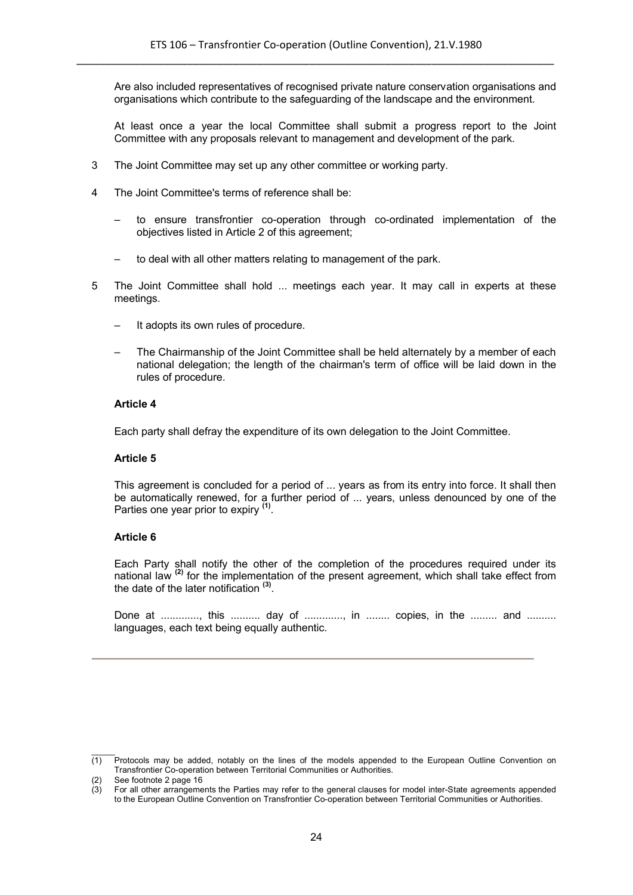Are also included representatives of recognised private nature conservation organisations and organisations which contribute to the safeguarding of the landscape and the environment.

At least once a year the local Committee shall submit a progress report to the Joint Committee with any proposals relevant to management and development of the park.

3 The Joint Committee may set up any other committee or working party.

4 The Joint Committee's terms of reference shall be:

– to ensure transfrontier co-operation through co-ordinated implementation of the objectives listed in Article 2 of this agreement;

– to deal with all other matters relating to management of the park.

5 The Joint Committee shall hold ... meetings each year. It may call in experts at these meetings.

– It adopts its own rules of procedure.

– The Chairmanship of the Joint Committee shall be held alternately by a member of each national delegation; the length of the chairman's term of office will be laid down in the rules of procedure.

**Article 4**

Each party shall defray the expenditure of its own delegation to the Joint Committee.

**Article 5**

This agreement is concluded for a period of ... years as from its entry into force. It shall then be automatically renewed, for a further period of ... years, unless denounced by one of the Parties one year prior to expiry [(1)].

**Article 6**

Each Party shall notify the other of the completion of the procedures required under its national law [(2)] for the implementation of the present agreement, which shall take effect from the date of the later notification [(3)].

Done at ............., this .......... day of ............., in ........ copies, in the ......... and .......... languages, each text being equally authentic.

---

(1) Protocols may be added, notably on the lines of the models appended to the European Outline Convention on Transfrontier Co-operation between Territorial Communities or Authorities.

(2) See footnote 2 page 16

(3) For all other arrangements the Parties may refer to the general clauses for model inter-State agreements appended to the European Outline Convention on Transfrontier Co-operation between Territorial Communities or Authorities.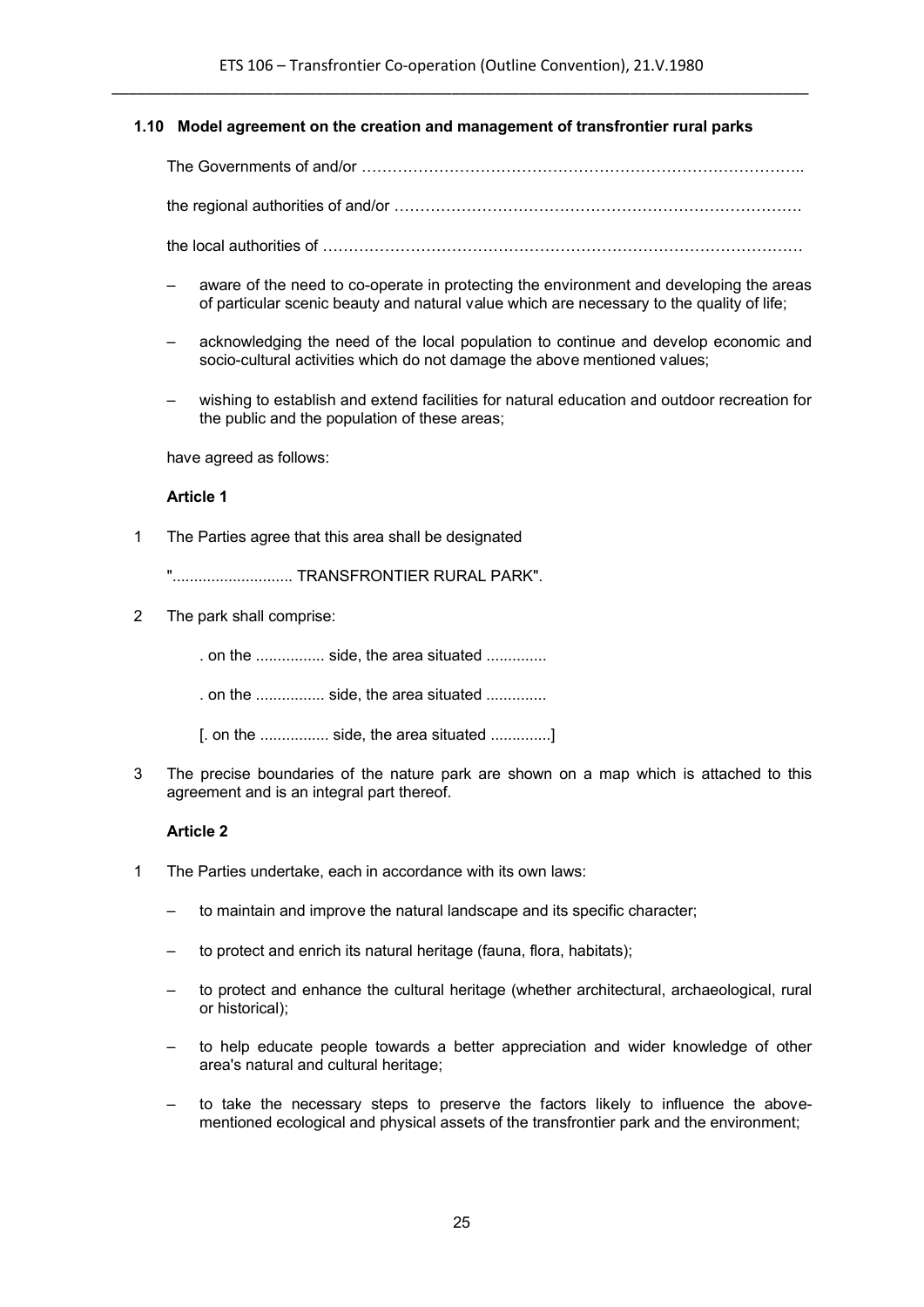### 1.10 Model agreement on the creation and management of transfrontier rural parks

The Governments of and/or …………………………………………………………………………..

the regional authorities of and/or …………………………………………………………………….

the local authorities of …………………………………………………………………………………

- aware of the need to co-operate in protecting the environment and developing the areas of particular scenic beauty and natural value which are necessary to the quality of life;
- acknowledging the need of the local population to continue and develop economic and socio-cultural activities which do not damage the above mentioned values;
- wishing to establish and extend facilities for natural education and outdoor recreation for the public and the population of these areas;

have agreed as follows:

**Article 1**

1 The Parties agree that this area shall be designated

"............................ TRANSFRONTIER RURAL PARK".

2 The park shall comprise:

. on the ................ side, the area situated ..............

. on the ................ side, the area situated ..............

[. on the ................ side, the area situated ..............]

3 The precise boundaries of the nature park are shown on a map which is attached to this agreement and is an integral part thereof.

**Article 2**

1 The Parties undertake, each in accordance with its own laws:

- to maintain and improve the natural landscape and its specific character;
- to protect and enrich its natural heritage (fauna, flora, habitats);
- to protect and enhance the cultural heritage (whether architectural, archaeological, rural or historical);
- to help educate people towards a better appreciation and wider knowledge of other area's natural and cultural heritage;
- to take the necessary steps to preserve the factors likely to influence the above-mentioned ecological and physical assets of the transfrontier park and the environment;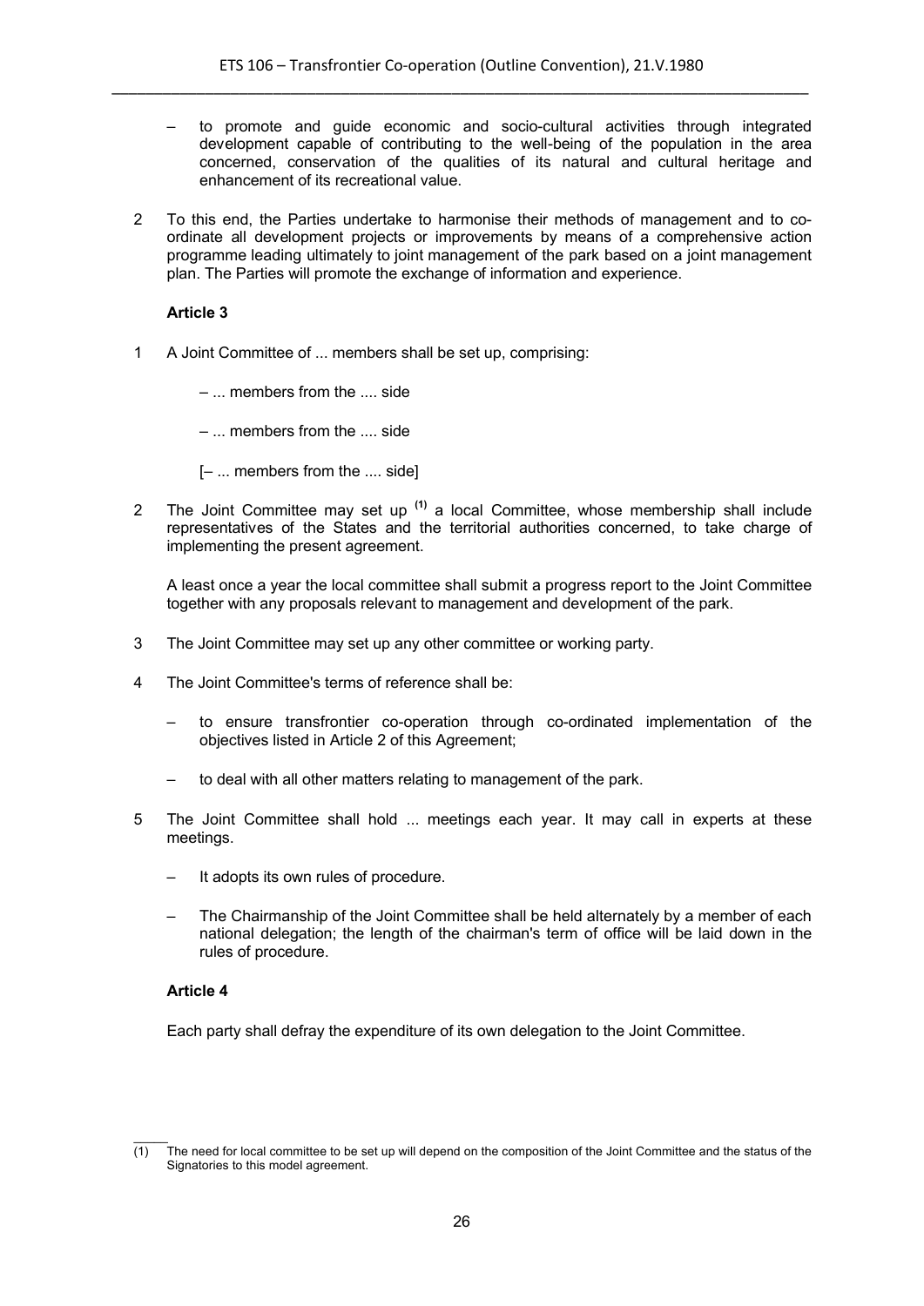– to promote and guide economic and socio-cultural activities through integrated development capable of contributing to the well-being of the population in the area concerned, conservation of the qualities of its natural and cultural heritage and enhancement of its recreational value.

2 To this end, the Parties undertake to harmonise their methods of management and to co-ordinate all development projects or improvements by means of a comprehensive action programme leading ultimately to joint management of the park based on a joint management plan. The Parties will promote the exchange of information and experience.

**Article 3**

1 A Joint Committee of ... members shall be set up, comprising:

– ... members from the .... side

– ... members from the .... side

[– ... members from the .... side]

2 The Joint Committee may set up [(1)] a local Committee, whose membership shall include representatives of the States and the territorial authorities concerned, to take charge of implementing the present agreement.

A least once a year the local committee shall submit a progress report to the Joint Committee together with any proposals relevant to management and development of the park.

3 The Joint Committee may set up any other committee or working party.

4 The Joint Committee's terms of reference shall be:

– to ensure transfrontier co-operation through co-ordinated implementation of the objectives listed in Article 2 of this Agreement;

– to deal with all other matters relating to management of the park.

5 The Joint Committee shall hold ... meetings each year. It may call in experts at these meetings.

– It adopts its own rules of procedure.

– The Chairmanship of the Joint Committee shall be held alternately by a member of each national delegation; the length of the chairman's term of office will be laid down in the rules of procedure.

**Article 4**

Each party shall defray the expenditure of its own delegation to the Joint Committee.

---

(1) The need for local committee to be set up will depend on the composition of the Joint Committee and the status of the Signatories to this model agreement.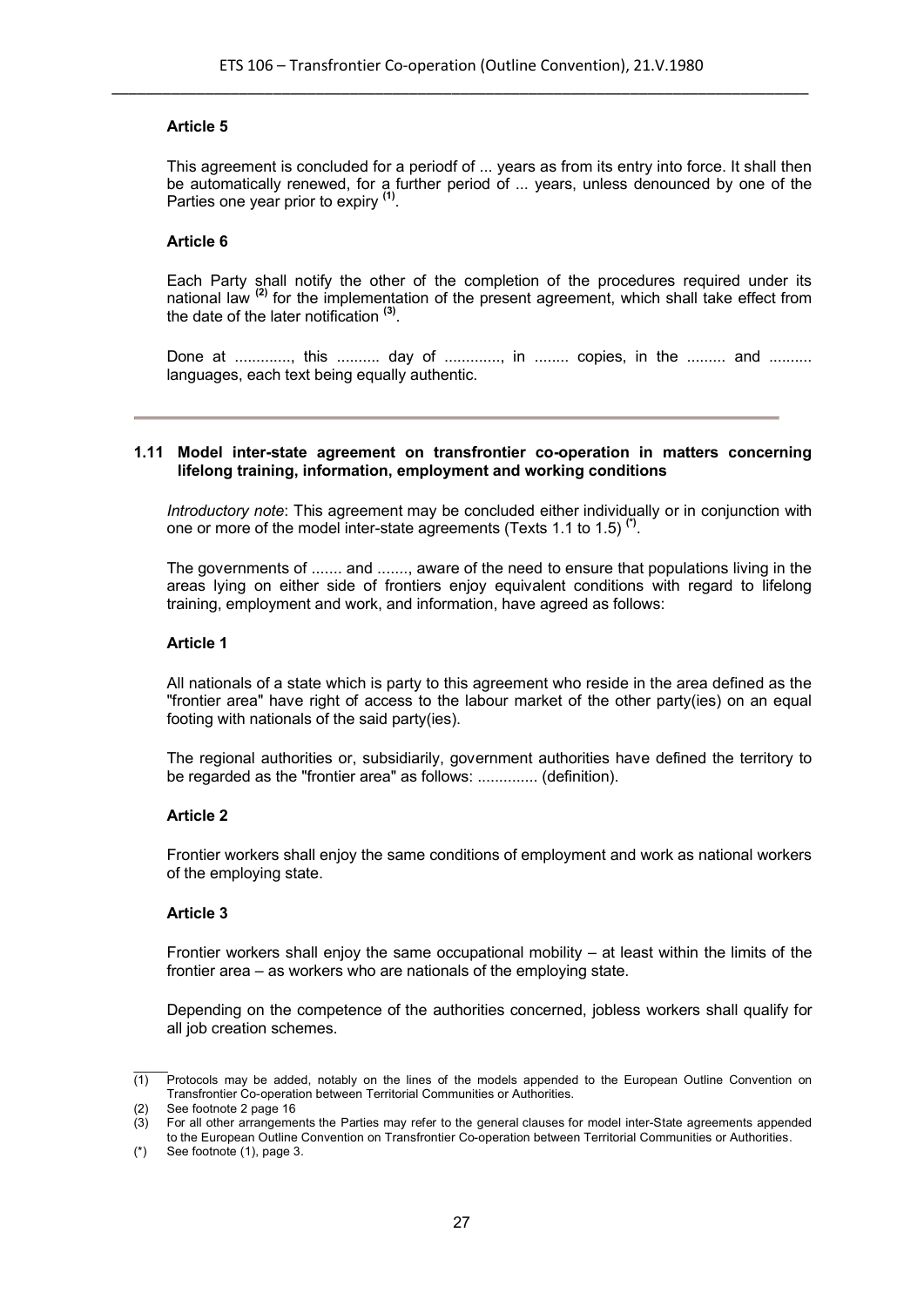**Article 5**

This agreement is concluded for a periodf of ... years as from its entry into force. It shall then be automatically renewed, for a further period of ... years, unless denounced by one of the Parties one year prior to expiry [(1)].

**Article 6**

Each Party shall notify the other of the completion of the procedures required under its national law [(2)] for the implementation of the present agreement, which shall take effect from the date of the later notification [(3)].

Done at ............., this .......... day of ............., in ........ copies, in the ......... and .......... languages, each text being equally authentic.

---

### 1.11 Model inter-state agreement on transfrontier co-operation in matters concerning lifelong training, information, employment and working conditions

*Introductory note*: This agreement may be concluded either individually or in conjunction with one or more of the model inter-state agreements (Texts 1.1 to 1.5) [(*)].

The governments of ....... and ......., aware of the need to ensure that populations living in the areas lying on either side of frontiers enjoy equivalent conditions with regard to lifelong training, employment and work, and information, have agreed as follows:

**Article 1**

All nationals of a state which is party to this agreement who reside in the area defined as the "frontier area" have right of access to the labour market of the other party(ies) on an equal footing with nationals of the said party(ies).

The regional authorities or, subsidiarily, government authorities have defined the territory to be regarded as the "frontier area" as follows: .............. (definition).

**Article 2**

Frontier workers shall enjoy the same conditions of employment and work as national workers of the employing state.

**Article 3**

Frontier workers shall enjoy the same occupational mobility – at least within the limits of the frontier area – as workers who are nationals of the employing state.

Depending on the competence of the authorities concerned, jobless workers shall qualify for all job creation schemes.

---

(1) Protocols may be added, notably on the lines of the models appended to the European Outline Convention on Transfrontier Co-operation between Territorial Communities or Authorities.

(2) See footnote 2 page 16

(3) For all other arrangements the Parties may refer to the general clauses for model inter-State agreements appended to the European Outline Convention on Transfrontier Co-operation between Territorial Communities or Authorities.

(*) See footnote (1), page 3.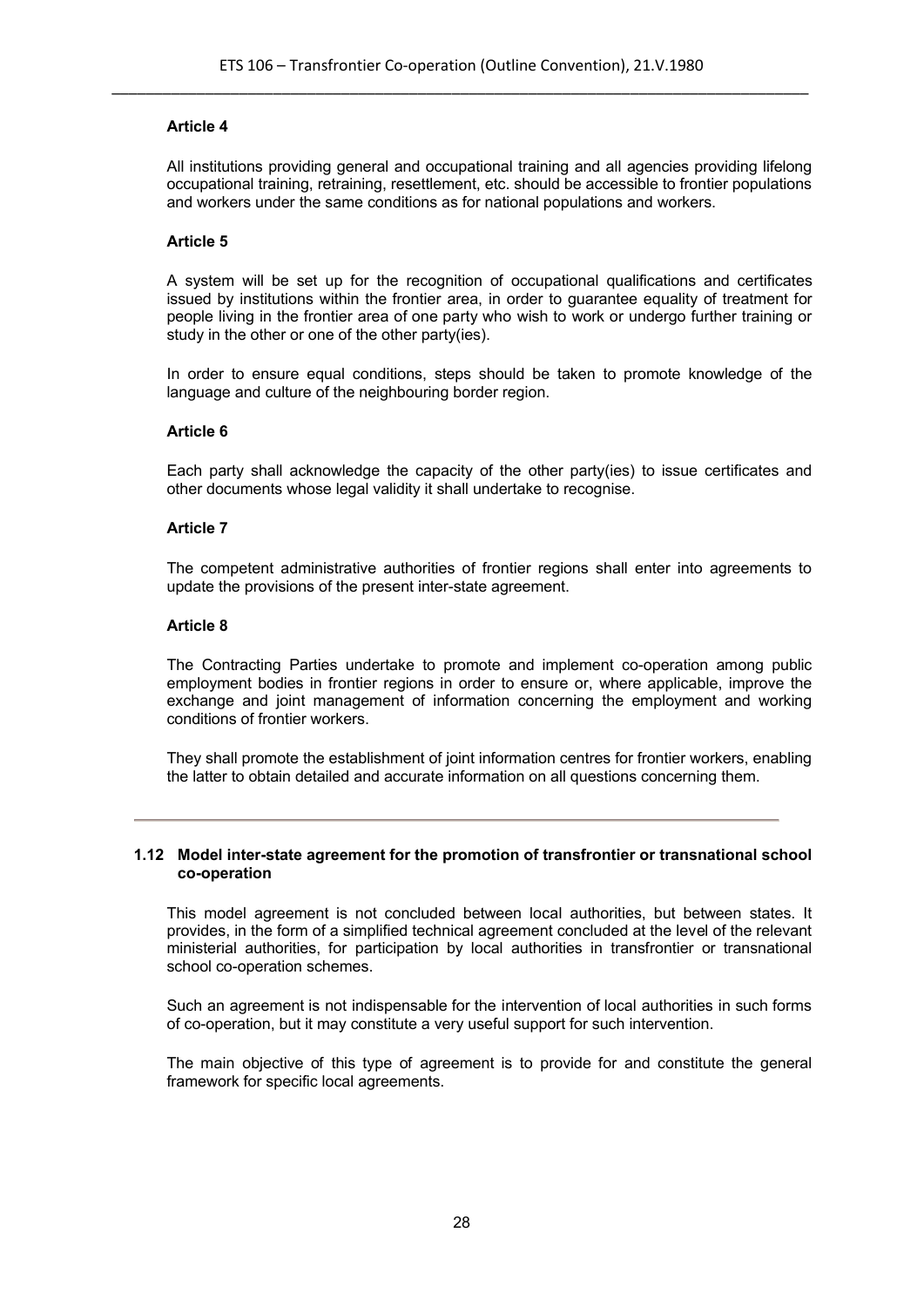**Article 4**

All institutions providing general and occupational training and all agencies providing lifelong occupational training, retraining, resettlement, etc. should be accessible to frontier populations and workers under the same conditions as for national populations and workers.

**Article 5**

A system will be set up for the recognition of occupational qualifications and certificates issued by institutions within the frontier area, in order to guarantee equality of treatment for people living in the frontier area of one party who wish to work or undergo further training or study in the other or one of the other party(ies).

In order to ensure equal conditions, steps should be taken to promote knowledge of the language and culture of the neighbouring border region.

**Article 6**

Each party shall acknowledge the capacity of the other party(ies) to issue certificates and other documents whose legal validity it shall undertake to recognise.

**Article 7**

The competent administrative authorities of frontier regions shall enter into agreements to update the provisions of the present inter-state agreement.

**Article 8**

The Contracting Parties undertake to promote and implement co-operation among public employment bodies in frontier regions in order to ensure or, where applicable, improve the exchange and joint management of information concerning the employment and working conditions of frontier workers.

They shall promote the establishment of joint information centres for frontier workers, enabling the latter to obtain detailed and accurate information on all questions concerning them.

---

### 1.12 Model inter-state agreement for the promotion of transfrontier or transnational school co-operation

This model agreement is not concluded between local authorities, but between states. It provides, in the form of a simplified technical agreement concluded at the level of the relevant ministerial authorities, for participation by local authorities in transfrontier or transnational school co-operation schemes.

Such an agreement is not indispensable for the intervention of local authorities in such forms of co-operation, but it may constitute a very useful support for such intervention.

The main objective of this type of agreement is to provide for and constitute the general framework for specific local agreements.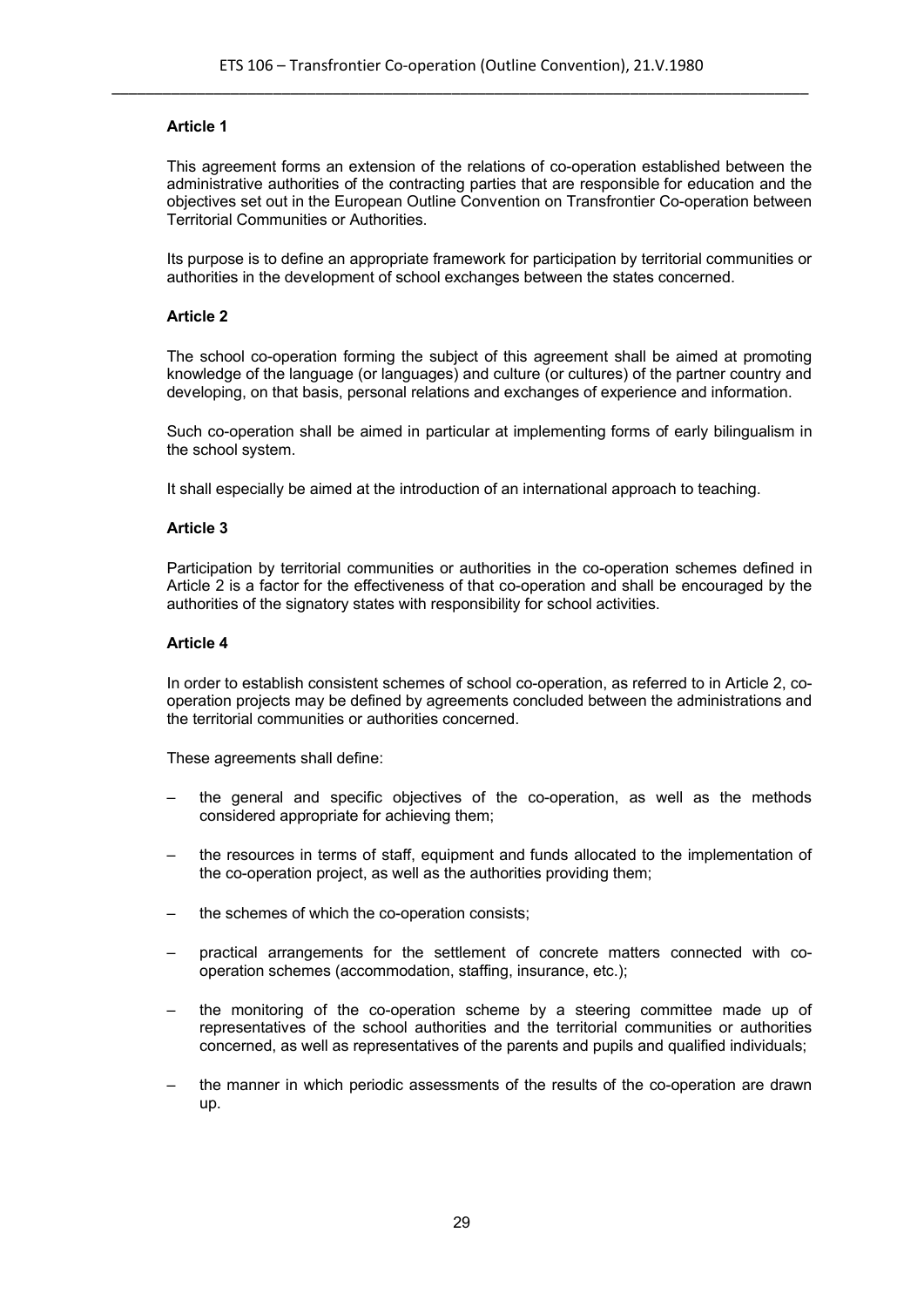**Article 1**

This agreement forms an extension of the relations of co-operation established between the administrative authorities of the contracting parties that are responsible for education and the objectives set out in the European Outline Convention on Transfrontier Co-operation between Territorial Communities or Authorities.

Its purpose is to define an appropriate framework for participation by territorial communities or authorities in the development of school exchanges between the states concerned.

**Article 2**

The school co-operation forming the subject of this agreement shall be aimed at promoting knowledge of the language (or languages) and culture (or cultures) of the partner country and developing, on that basis, personal relations and exchanges of experience and information.

Such co-operation shall be aimed in particular at implementing forms of early bilingualism in the school system.

It shall especially be aimed at the introduction of an international approach to teaching.

**Article 3**

Participation by territorial communities or authorities in the co-operation schemes defined in Article 2 is a factor for the effectiveness of that co-operation and shall be encouraged by the authorities of the signatory states with responsibility for school activities.

**Article 4**

In order to establish consistent schemes of school co-operation, as referred to in Article 2, co-operation projects may be defined by agreements concluded between the administrations and the territorial communities or authorities concerned.

These agreements shall define:

– the general and specific objectives of the co-operation, as well as the methods considered appropriate for achieving them;

– the resources in terms of staff, equipment and funds allocated to the implementation of the co-operation project, as well as the authorities providing them;

– the schemes of which the co-operation consists;

– practical arrangements for the settlement of concrete matters connected with co-operation schemes (accommodation, staffing, insurance, etc.);

– the monitoring of the co-operation scheme by a steering committee made up of representatives of the school authorities and the territorial communities or authorities concerned, as well as representatives of the parents and pupils and qualified individuals;

– the manner in which periodic assessments of the results of the co-operation are drawn up.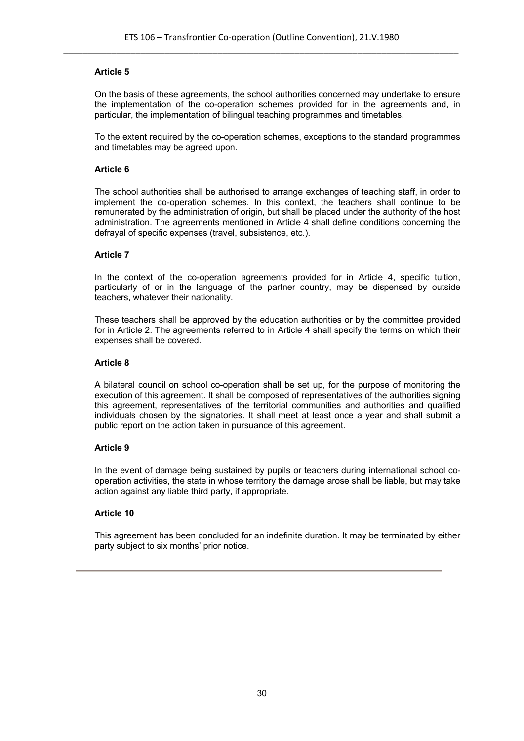**Article 5**

On the basis of these agreements, the school authorities concerned may undertake to ensure the implementation of the co-operation schemes provided for in the agreements and, in particular, the implementation of bilingual teaching programmes and timetables.

To the extent required by the co-operation schemes, exceptions to the standard programmes and timetables may be agreed upon.

**Article 6**

The school authorities shall be authorised to arrange exchanges of teaching staff, in order to implement the co-operation schemes. In this context, the teachers shall continue to be remunerated by the administration of origin, but shall be placed under the authority of the host administration. The agreements mentioned in Article 4 shall define conditions concerning the defrayal of specific expenses (travel, subsistence, etc.).

**Article 7**

In the context of the co-operation agreements provided for in Article 4, specific tuition, particularly of or in the language of the partner country, may be dispensed by outside teachers, whatever their nationality.

These teachers shall be approved by the education authorities or by the committee provided for in Article 2. The agreements referred to in Article 4 shall specify the terms on which their expenses shall be covered.

**Article 8**

A bilateral council on school co-operation shall be set up, for the purpose of monitoring the execution of this agreement. It shall be composed of representatives of the authorities signing this agreement, representatives of the territorial communities and authorities and qualified individuals chosen by the signatories. It shall meet at least once a year and shall submit a public report on the action taken in pursuance of this agreement.

**Article 9**

In the event of damage being sustained by pupils or teachers during international school co-operation activities, the state in whose territory the damage arose shall be liable, but may take action against any liable third party, if appropriate.

**Article 10**

This agreement has been concluded for an indefinite duration. It may be terminated by either party subject to six months' prior notice.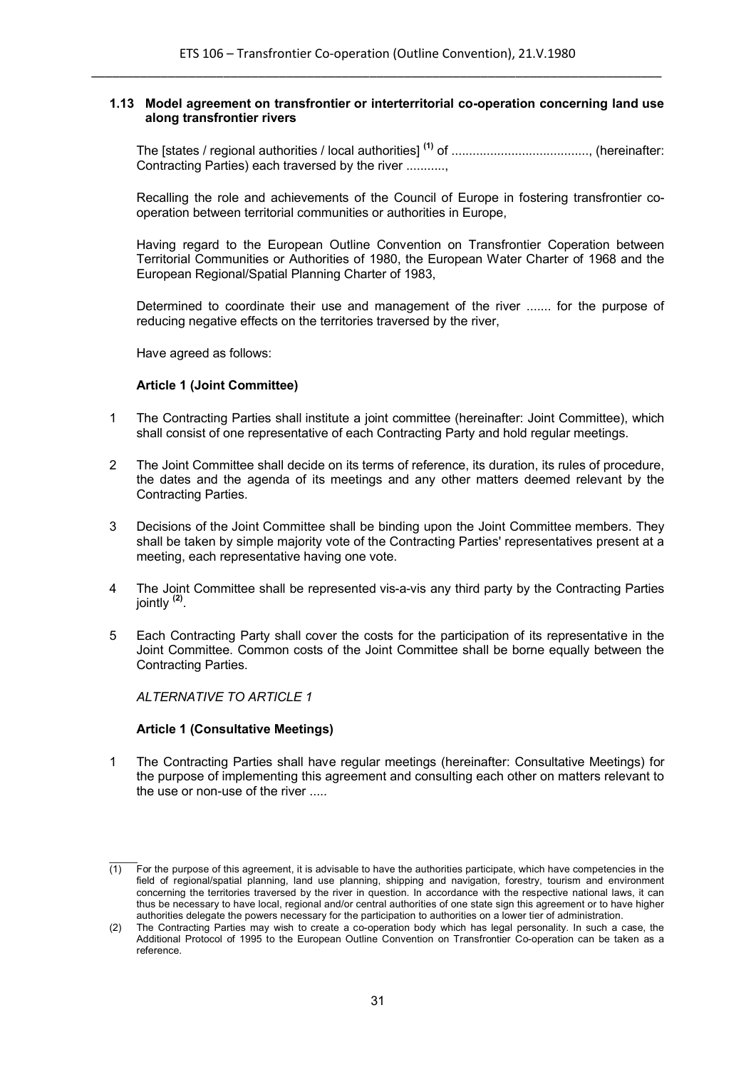### 1.13 Model agreement on transfrontier or interterritorial co-operation concerning land use along transfrontier rivers

The [states / regional authorities / local authorities] [(1)] of ......................................., (hereinafter: Contracting Parties) each traversed by the river ...........,

Recalling the role and achievements of the Council of Europe in fostering transfrontier co-operation between territorial communities or authorities in Europe,

Having regard to the European Outline Convention on Transfrontier Coperation between Territorial Communities or Authorities of 1980, the European Water Charter of 1968 and the European Regional/Spatial Planning Charter of 1983,

Determined to coordinate their use and management of the river ....... for the purpose of reducing negative effects on the territories traversed by the river,

Have agreed as follows:

**Article 1 (Joint Committee)**

1 The Contracting Parties shall institute a joint committee (hereinafter: Joint Committee), which shall consist of one representative of each Contracting Party and hold regular meetings.

2 The Joint Committee shall decide on its terms of reference, its duration, its rules of procedure, the dates and the agenda of its meetings and any other matters deemed relevant by the Contracting Parties.

3 Decisions of the Joint Committee shall be binding upon the Joint Committee members. They shall be taken by simple majority vote of the Contracting Parties' representatives present at a meeting, each representative having one vote.

4 The Joint Committee shall be represented vis-a-vis any third party by the Contracting Parties jointly [(2)].

5 Each Contracting Party shall cover the costs for the participation of its representative in the Joint Committee. Common costs of the Joint Committee shall be borne equally between the Contracting Parties.

*ALTERNATIVE TO ARTICLE 1*

**Article 1 (Consultative Meetings)**

1 The Contracting Parties shall have regular meetings (hereinafter: Consultative Meetings) for the purpose of implementing this agreement and consulting each other on matters relevant to the use or non-use of the river .....

_____

(1) For the purpose of this agreement, it is advisable to have the authorities participate, which have competencies in the field of regional/spatial planning, land use planning, shipping and navigation, forestry, tourism and environment concerning the territories traversed by the river in question. In accordance with the respective national laws, it can thus be necessary to have local, regional and/or central authorities of one state sign this agreement or to have higher authorities delegate the powers necessary for the participation to authorities on a lower tier of administration.

(2) The Contracting Parties may wish to create a co-operation body which has legal personality. In such a case, the Additional Protocol of 1995 to the European Outline Convention on Transfrontier Co-operation can be taken as a reference.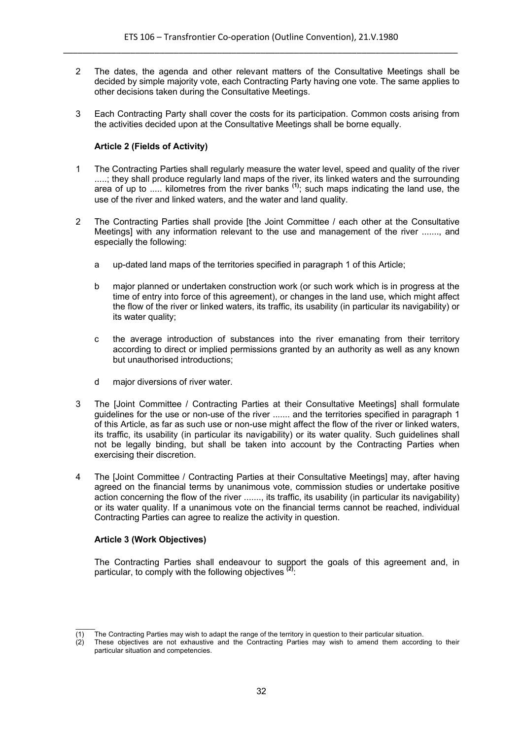2 The dates, the agenda and other relevant matters of the Consultative Meetings shall be decided by simple majority vote, each Contracting Party having one vote. The same applies to other decisions taken during the Consultative Meetings.

3 Each Contracting Party shall cover the costs for its participation. Common costs arising from the activities decided upon at the Consultative Meetings shall be borne equally.

**Article 2 (Fields of Activity)**

1 The Contracting Parties shall regularly measure the water level, speed and quality of the river .....; they shall produce regularly land maps of the river, its linked waters and the surrounding area of up to ..... kilometres from the river banks (1); such maps indicating the land use, the use of the river and linked waters, and the water and land quality.

2 The Contracting Parties shall provide [the Joint Committee / each other at the Consultative Meetings] with any information relevant to the use and management of the river ......., and especially the following:

a up-dated land maps of the territories specified in paragraph 1 of this Article;

b major planned or undertaken construction work (or such work which is in progress at the time of entry into force of this agreement), or changes in the land use, which might affect the flow of the river or linked waters, its traffic, its usability (in particular its navigability) or its water quality;

c the average introduction of substances into the river emanating from their territory according to direct or implied permissions granted by an authority as well as any known but unauthorised introductions;

d major diversions of river water.

3 The [Joint Committee / Contracting Parties at their Consultative Meetings] shall formulate guidelines for the use or non-use of the river ....... and the territories specified in paragraph 1 of this Article, as far as such use or non-use might affect the flow of the river or linked waters, its traffic, its usability (in particular its navigability) or its water quality. Such guidelines shall not be legally binding, but shall be taken into account by the Contracting Parties when exercising their discretion.

4 The [Joint Committee / Contracting Parties at their Consultative Meetings] may, after having agreed on the financial terms by unanimous vote, commission studies or undertake positive action concerning the flow of the river ......., its traffic, its usability (in particular its navigability) or its water quality. If a unanimous vote on the financial terms cannot be reached, individual Contracting Parties can agree to realize the activity in question.

**Article 3 (Work Objectives)**

The Contracting Parties shall endeavour to support the goals of this agreement and, in particular, to comply with the following objectives (2):

_____

(1) The Contracting Parties may wish to adapt the range of the territory in question to their particular situation.

(2) These objectives are not exhaustive and the Contracting Parties may wish to amend them according to their particular situation and competencies.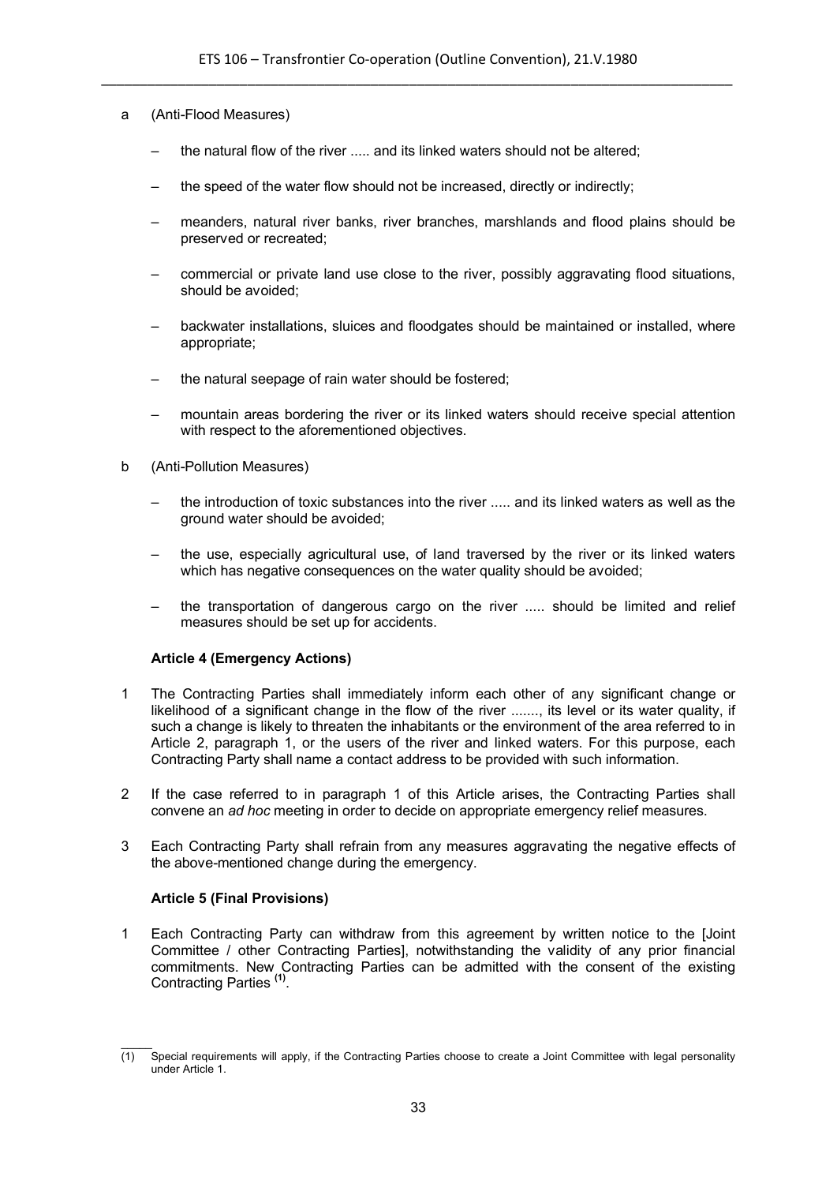a (Anti-Flood Measures)

- the natural flow of the river ..... and its linked waters should not be altered;
- the speed of the water flow should not be increased, directly or indirectly;
- meanders, natural river banks, river branches, marshlands and flood plains should be preserved or recreated;
- commercial or private land use close to the river, possibly aggravating flood situations, should be avoided;
- backwater installations, sluices and floodgates should be maintained or installed, where appropriate;
- the natural seepage of rain water should be fostered;
- mountain areas bordering the river or its linked waters should receive special attention with respect to the aforementioned objectives.

b (Anti-Pollution Measures)

- the introduction of toxic substances into the river ..... and its linked waters as well as the ground water should be avoided;
- the use, especially agricultural use, of land traversed by the river or its linked waters which has negative consequences on the water quality should be avoided;
- the transportation of dangerous cargo on the river ..... should be limited and relief measures should be set up for accidents.

**Article 4 (Emergency Actions)**

1 The Contracting Parties shall immediately inform each other of any significant change or likelihood of a significant change in the flow of the river ......., its level or its water quality, if such a change is likely to threaten the inhabitants or the environment of the area referred to in Article 2, paragraph 1, or the users of the river and linked waters. For this purpose, each Contracting Party shall name a contact address to be provided with such information.

2 If the case referred to in paragraph 1 of this Article arises, the Contracting Parties shall convene an *ad hoc* meeting in order to decide on appropriate emergency relief measures.

3 Each Contracting Party shall refrain from any measures aggravating the negative effects of the above-mentioned change during the emergency.

**Article 5 (Final Provisions)**

1 Each Contracting Party can withdraw from this agreement by written notice to the [Joint Committee / other Contracting Parties], notwithstanding the validity of any prior financial commitments. New Contracting Parties can be admitted with the consent of the existing Contracting Parties [(1)].

---

(1) Special requirements will apply, if the Contracting Parties choose to create a Joint Committee with legal personality under Article 1.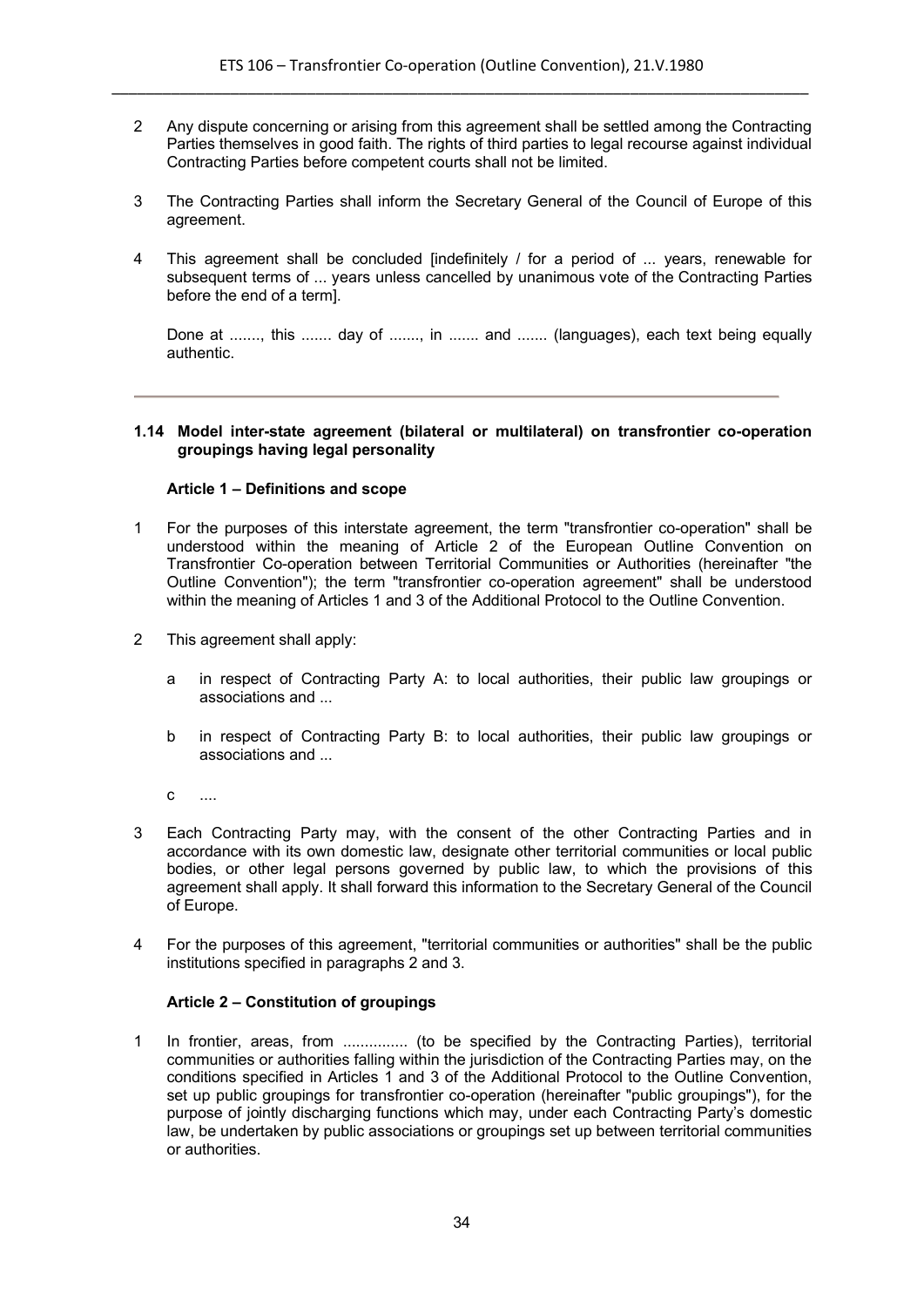2 Any dispute concerning or arising from this agreement shall be settled among the Contracting Parties themselves in good faith. The rights of third parties to legal recourse against individual Contracting Parties before competent courts shall not be limited.

3 The Contracting Parties shall inform the Secretary General of the Council of Europe of this agreement.

4 This agreement shall be concluded [indefinitely / for a period of ... years, renewable for subsequent terms of ... years unless cancelled by unanimous vote of the Contracting Parties before the end of a term].

Done at ......., this ....... day of ......., in ....... and ....... (languages), each text being equally authentic.

---

### 1.14 Model inter-state agreement (bilateral or multilateral) on transfrontier co-operation groupings having legal personality

#### Article 1 – Definitions and scope

1 For the purposes of this interstate agreement, the term "transfrontier co-operation" shall be understood within the meaning of Article 2 of the European Outline Convention on Transfrontier Co-operation between Territorial Communities or Authorities (hereinafter "the Outline Convention"); the term "transfrontier co-operation agreement" shall be understood within the meaning of Articles 1 and 3 of the Additional Protocol to the Outline Convention.

2 This agreement shall apply:

a in respect of Contracting Party A: to local authorities, their public law groupings or associations and ...

b in respect of Contracting Party B: to local authorities, their public law groupings or associations and ...

c ....

3 Each Contracting Party may, with the consent of the other Contracting Parties and in accordance with its own domestic law, designate other territorial communities or local public bodies, or other legal persons governed by public law, to which the provisions of this agreement shall apply. It shall forward this information to the Secretary General of the Council of Europe.

4 For the purposes of this agreement, "territorial communities or authorities" shall be the public institutions specified in paragraphs 2 and 3.

#### Article 2 – Constitution of groupings

1 In frontier, areas, from ............... (to be specified by the Contracting Parties), territorial communities or authorities falling within the jurisdiction of the Contracting Parties may, on the conditions specified in Articles 1 and 3 of the Additional Protocol to the Outline Convention, set up public groupings for transfrontier co-operation (hereinafter "public groupings"), for the purpose of jointly discharging functions which may, under each Contracting Party's domestic law, be undertaken by public associations or groupings set up between territorial communities or authorities.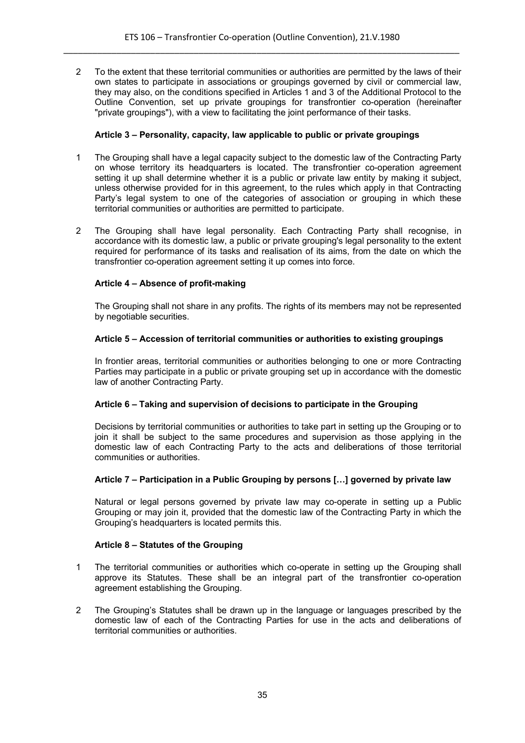2 To the extent that these territorial communities or authorities are permitted by the laws of their own states to participate in associations or groupings governed by civil or commercial law, they may also, on the conditions specified in Articles 1 and 3 of the Additional Protocol to the Outline Convention, set up private groupings for transfrontier co-operation (hereinafter "private groupings"), with a view to facilitating the joint performance of their tasks.

**Article 3 – Personality, capacity, law applicable to public or private groupings**

1 The Grouping shall have a legal capacity subject to the domestic law of the Contracting Party on whose territory its headquarters is located. The transfrontier co-operation agreement setting it up shall determine whether it is a public or private law entity by making it subject, unless otherwise provided for in this agreement, to the rules which apply in that Contracting Party's legal system to one of the categories of association or grouping in which these territorial communities or authorities are permitted to participate.

2 The Grouping shall have legal personality. Each Contracting Party shall recognise, in accordance with its domestic law, a public or private grouping's legal personality to the extent required for performance of its tasks and realisation of its aims, from the date on which the transfrontier co-operation agreement setting it up comes into force.

**Article 4 – Absence of profit-making**

The Grouping shall not share in any profits. The rights of its members may not be represented by negotiable securities.

**Article 5 – Accession of territorial communities or authorities to existing groupings**

In frontier areas, territorial communities or authorities belonging to one or more Contracting Parties may participate in a public or private grouping set up in accordance with the domestic law of another Contracting Party.

**Article 6 – Taking and supervision of decisions to participate in the Grouping**

Decisions by territorial communities or authorities to take part in setting up the Grouping or to join it shall be subject to the same procedures and supervision as those applying in the domestic law of each Contracting Party to the acts and deliberations of those territorial communities or authorities.

**Article 7 – Participation in a Public Grouping by persons […] governed by private law**

Natural or legal persons governed by private law may co-operate in setting up a Public Grouping or may join it, provided that the domestic law of the Contracting Party in which the Grouping's headquarters is located permits this.

**Article 8 – Statutes of the Grouping**

1 The territorial communities or authorities which co-operate in setting up the Grouping shall approve its Statutes. These shall be an integral part of the transfrontier co-operation agreement establishing the Grouping.

2 The Grouping's Statutes shall be drawn up in the language or languages prescribed by the domestic law of each of the Contracting Parties for use in the acts and deliberations of territorial communities or authorities.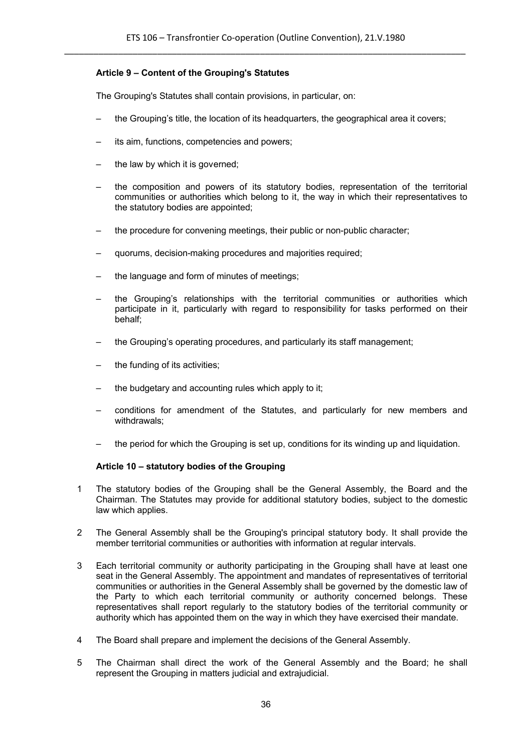### Article 9 – Content of the Grouping's Statutes

The Grouping's Statutes shall contain provisions, in particular, on:

– the Grouping's title, the location of its headquarters, the geographical area it covers;

– its aim, functions, competencies and powers;

– the law by which it is governed;

– the composition and powers of its statutory bodies, representation of the territorial communities or authorities which belong to it, the way in which their representatives to the statutory bodies are appointed;

– the procedure for convening meetings, their public or non-public character;

– quorums, decision-making procedures and majorities required;

– the language and form of minutes of meetings;

– the Grouping's relationships with the territorial communities or authorities which participate in it, particularly with regard to responsibility for tasks performed on their behalf;

– the Grouping's operating procedures, and particularly its staff management;

– the funding of its activities;

– the budgetary and accounting rules which apply to it;

– conditions for amendment of the Statutes, and particularly for new members and withdrawals;

– the period for which the Grouping is set up, conditions for its winding up and liquidation.

### Article 10 – statutory bodies of the Grouping

1 The statutory bodies of the Grouping shall be the General Assembly, the Board and the Chairman. The Statutes may provide for additional statutory bodies, subject to the domestic law which applies.

2 The General Assembly shall be the Grouping's principal statutory body. It shall provide the member territorial communities or authorities with information at regular intervals.

3 Each territorial community or authority participating in the Grouping shall have at least one seat in the General Assembly. The appointment and mandates of representatives of territorial communities or authorities in the General Assembly shall be governed by the domestic law of the Party to which each territorial community or authority concerned belongs. These representatives shall report regularly to the statutory bodies of the territorial community or authority which has appointed them on the way in which they have exercised their mandate.

4 The Board shall prepare and implement the decisions of the General Assembly.

5 The Chairman shall direct the work of the General Assembly and the Board; he shall represent the Grouping in matters judicial and extrajudicial.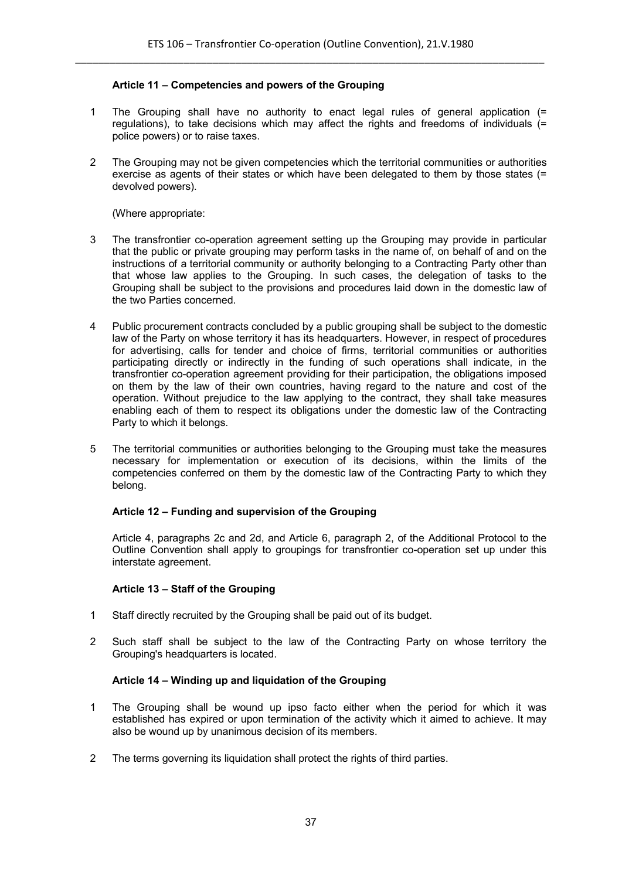### Article 11 – Competencies and powers of the Grouping

1 The Grouping shall have no authority to enact legal rules of general application (= regulations), to take decisions which may affect the rights and freedoms of individuals (= police powers) or to raise taxes.

2 The Grouping may not be given competencies which the territorial communities or authorities exercise as agents of their states or which have been delegated to them by those states (= devolved powers).

(Where appropriate:

3 The transfrontier co-operation agreement setting up the Grouping may provide in particular that the public or private grouping may perform tasks in the name of, on behalf of and on the instructions of a territorial community or authority belonging to a Contracting Party other than that whose law applies to the Grouping. In such cases, the delegation of tasks to the Grouping shall be subject to the provisions and procedures laid down in the domestic law of the two Parties concerned.

4 Public procurement contracts concluded by a public grouping shall be subject to the domestic law of the Party on whose territory it has its headquarters. However, in respect of procedures for advertising, calls for tender and choice of firms, territorial communities or authorities participating directly or indirectly in the funding of such operations shall indicate, in the transfrontier co-operation agreement providing for their participation, the obligations imposed on them by the law of their own countries, having regard to the nature and cost of the operation. Without prejudice to the law applying to the contract, they shall take measures enabling each of them to respect its obligations under the domestic law of the Contracting Party to which it belongs.

5 The territorial communities or authorities belonging to the Grouping must take the measures necessary for implementation or execution of its decisions, within the limits of the competencies conferred on them by the domestic law of the Contracting Party to which they belong.

### Article 12 – Funding and supervision of the Grouping

Article 4, paragraphs 2c and 2d, and Article 6, paragraph 2, of the Additional Protocol to the Outline Convention shall apply to groupings for transfrontier co-operation set up under this interstate agreement.

### Article 13 – Staff of the Grouping

1 Staff directly recruited by the Grouping shall be paid out of its budget.

2 Such staff shall be subject to the law of the Contracting Party on whose territory the Grouping's headquarters is located.

### Article 14 – Winding up and liquidation of the Grouping

1 The Grouping shall be wound up ipso facto either when the period for which it was established has expired or upon termination of the activity which it aimed to achieve. It may also be wound up by unanimous decision of its members.

2 The terms governing its liquidation shall protect the rights of third parties.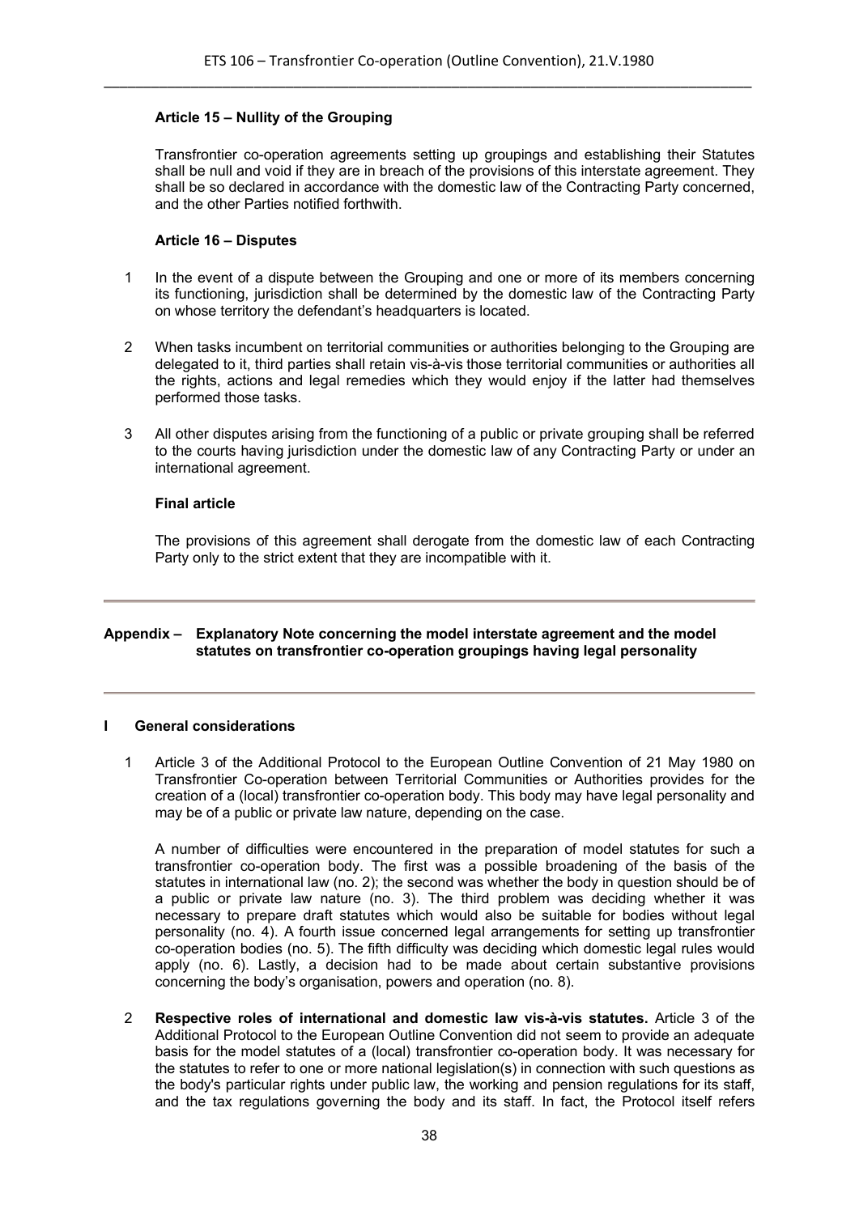#### Article 15 – Nullity of the Grouping

Transfrontier co-operation agreements setting up groupings and establishing their Statutes shall be null and void if they are in breach of the provisions of this interstate agreement. They shall be so declared in accordance with the domestic law of the Contracting Party concerned, and the other Parties notified forthwith.

#### Article 16 – Disputes

1 In the event of a dispute between the Grouping and one or more of its members concerning its functioning, jurisdiction shall be determined by the domestic law of the Contracting Party on whose territory the defendant's headquarters is located.

2 When tasks incumbent on territorial communities or authorities belonging to the Grouping are delegated to it, third parties shall retain vis-à-vis those territorial communities or authorities all the rights, actions and legal remedies which they would enjoy if the latter had themselves performed those tasks.

3 All other disputes arising from the functioning of a public or private grouping shall be referred to the courts having jurisdiction under the domestic law of any Contracting Party or under an international agreement.

#### Final article

The provisions of this agreement shall derogate from the domestic law of each Contracting Party only to the strict extent that they are incompatible with it.

---

## Appendix – Explanatory Note concerning the model interstate agreement and the model statutes on transfrontier co-operation groupings having legal personality

---

### I General considerations

1 Article 3 of the Additional Protocol to the European Outline Convention of 21 May 1980 on Transfrontier Co-operation between Territorial Communities or Authorities provides for the creation of a (local) transfrontier co-operation body. This body may have legal personality and may be of a public or private law nature, depending on the case.

A number of difficulties were encountered in the preparation of model statutes for such a transfrontier co-operation body. The first was a possible broadening of the basis of the statutes in international law (no. 2); the second was whether the body in question should be of a public or private law nature (no. 3). The third problem was deciding whether it was necessary to prepare draft statutes which would also be suitable for bodies without legal personality (no. 4). A fourth issue concerned legal arrangements for setting up transfrontier co-operation bodies (no. 5). The fifth difficulty was deciding which domestic legal rules would apply (no. 6). Lastly, a decision had to be made about certain substantive provisions concerning the body's organisation, powers and operation (no. 8).

2 **Respective roles of international and domestic law vis-à-vis statutes.** Article 3 of the Additional Protocol to the European Outline Convention did not seem to provide an adequate basis for the model statutes of a (local) transfrontier co-operation body. It was necessary for the statutes to refer to one or more national legislation(s) in connection with such questions as the body's particular rights under public law, the working and pension regulations for its staff, and the tax regulations governing the body and its staff. In fact, the Protocol itself refers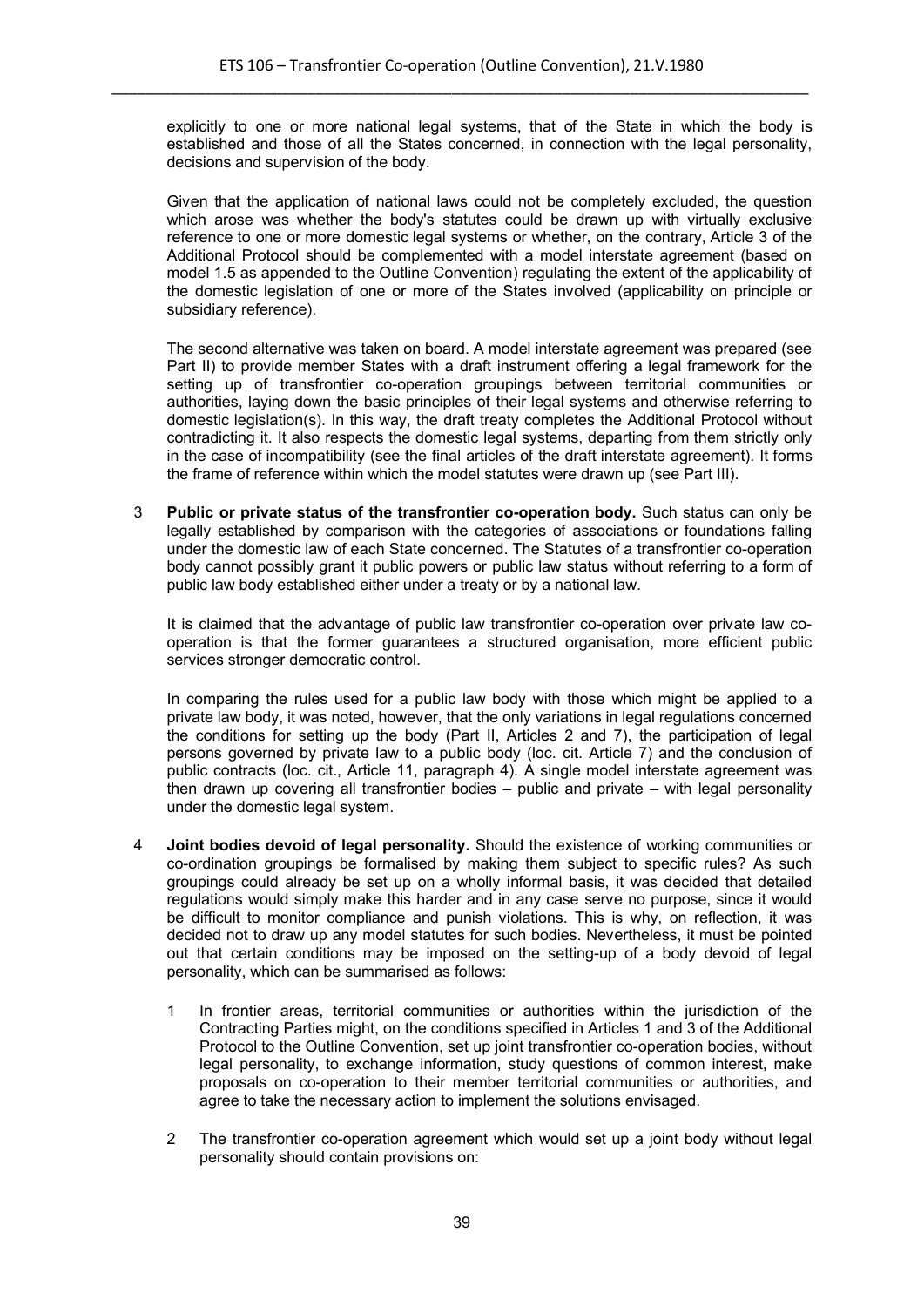explicitly to one or more national legal systems, that of the State in which the body is established and those of all the States concerned, in connection with the legal personality, decisions and supervision of the body.

Given that the application of national laws could not be completely excluded, the question which arose was whether the body's statutes could be drawn up with virtually exclusive reference to one or more domestic legal systems or whether, on the contrary, Article 3 of the Additional Protocol should be complemented with a model interstate agreement (based on model 1.5 as appended to the Outline Convention) regulating the extent of the applicability of the domestic legislation of one or more of the States involved (applicability on principle or subsidiary reference).

The second alternative was taken on board. A model interstate agreement was prepared (see Part II) to provide member States with a draft instrument offering a legal framework for the setting up of transfrontier co-operation groupings between territorial communities or authorities, laying down the basic principles of their legal systems and otherwise referring to domestic legislation(s). In this way, the draft treaty completes the Additional Protocol without contradicting it. It also respects the domestic legal systems, departing from them strictly only in the case of incompatibility (see the final articles of the draft interstate agreement). It forms the frame of reference within which the model statutes were drawn up (see Part III).

3 **Public or private status of the transfrontier co-operation body.** Such status can only be legally established by comparison with the categories of associations or foundations falling under the domestic law of each State concerned. The Statutes of a transfrontier co-operation body cannot possibly grant it public powers or public law status without referring to a form of public law body established either under a treaty or by a national law.

It is claimed that the advantage of public law transfrontier co-operation over private law co-operation is that the former guarantees a structured organisation, more efficient public services stronger democratic control.

In comparing the rules used for a public law body with those which might be applied to a private law body, it was noted, however, that the only variations in legal regulations concerned the conditions for setting up the body (Part II, Articles 2 and 7), the participation of legal persons governed by private law to a public body (loc. cit. Article 7) and the conclusion of public contracts (loc. cit., Article 11, paragraph 4). A single model interstate agreement was then drawn up covering all transfrontier bodies – public and private – with legal personality under the domestic legal system.

4 **Joint bodies devoid of legal personality.** Should the existence of working communities or co-ordination groupings be formalised by making them subject to specific rules? As such groupings could already be set up on a wholly informal basis, it was decided that detailed regulations would simply make this harder and in any case serve no purpose, since it would be difficult to monitor compliance and punish violations. This is why, on reflection, it was decided not to draw up any model statutes for such bodies. Nevertheless, it must be pointed out that certain conditions may be imposed on the setting-up of a body devoid of legal personality, which can be summarised as follows:

   1 In frontier areas, territorial communities or authorities within the jurisdiction of the Contracting Parties might, on the conditions specified in Articles 1 and 3 of the Additional Protocol to the Outline Convention, set up joint transfrontier co-operation bodies, without legal personality, to exchange information, study questions of common interest, make proposals on co-operation to their member territorial communities or authorities, and agree to take the necessary action to implement the solutions envisaged.

   2 The transfrontier co-operation agreement which would set up a joint body without legal personality should contain provisions on: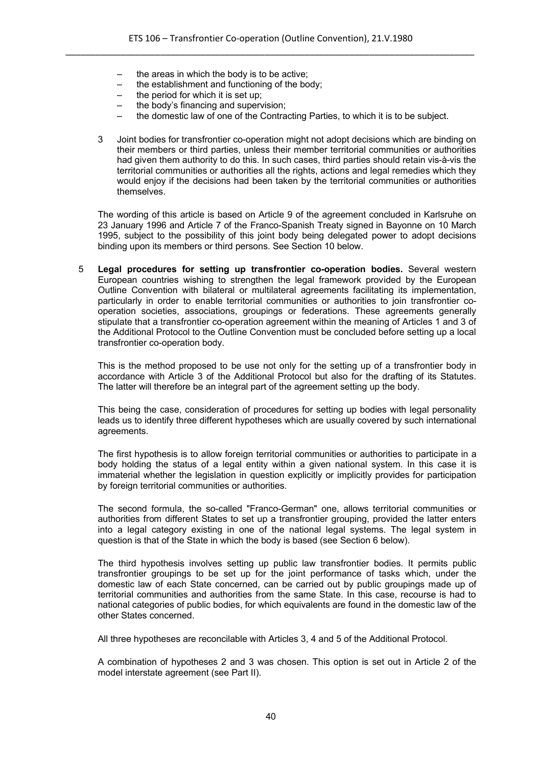- the areas in which the body is to be active;
- the establishment and functioning of the body;
- the period for which it is set up;
- the body's financing and supervision;
- the domestic law of one of the Contracting Parties, to which it is to be subject.

3 Joint bodies for transfrontier co-operation might not adopt decisions which are binding on their members or third parties, unless their member territorial communities or authorities had given them authority to do this. In such cases, third parties should retain vis-à-vis the territorial communities or authorities all the rights, actions and legal remedies which they would enjoy if the decisions had been taken by the territorial communities or authorities themselves.

The wording of this article is based on Article 9 of the agreement concluded in Karlsruhe on 23 January 1996 and Article 7 of the Franco-Spanish Treaty signed in Bayonne on 10 March 1995, subject to the possibility of this joint body being delegated power to adopt decisions binding upon its members or third persons. See Section 10 below.

5 **Legal procedures for setting up transfrontier co-operation bodies.** Several western European countries wishing to strengthen the legal framework provided by the European Outline Convention with bilateral or multilateral agreements facilitating its implementation, particularly in order to enable territorial communities or authorities to join transfrontier co-operation societies, associations, groupings or federations. These agreements generally stipulate that a transfrontier co-operation agreement within the meaning of Articles 1 and 3 of the Additional Protocol to the Outline Convention must be concluded before setting up a local transfrontier co-operation body.

This is the method proposed to be use not only for the setting up of a transfrontier body in accordance with Article 3 of the Additional Protocol but also for the drafting of its Statutes. The latter will therefore be an integral part of the agreement setting up the body.

This being the case, consideration of procedures for setting up bodies with legal personality leads us to identify three different hypotheses which are usually covered by such international agreements.

The first hypothesis is to allow foreign territorial communities or authorities to participate in a body holding the status of a legal entity within a given national system. In this case it is immaterial whether the legislation in question explicitly or implicitly provides for participation by foreign territorial communities or authorities.

The second formula, the so-called "Franco-German" one, allows territorial communities or authorities from different States to set up a transfrontier grouping, provided the latter enters into a legal category existing in one of the national legal systems. The legal system in question is that of the State in which the body is based (see Section 6 below).

The third hypothesis involves setting up public law transfrontier bodies. It permits public transfrontier groupings to be set up for the joint performance of tasks which, under the domestic law of each State concerned, can be carried out by public groupings made up of territorial communities and authorities from the same State. In this case, recourse is had to national categories of public bodies, for which equivalents are found in the domestic law of the other States concerned.

All three hypotheses are reconcilable with Articles 3, 4 and 5 of the Additional Protocol.

A combination of hypotheses 2 and 3 was chosen. This option is set out in Article 2 of the model interstate agreement (see Part II).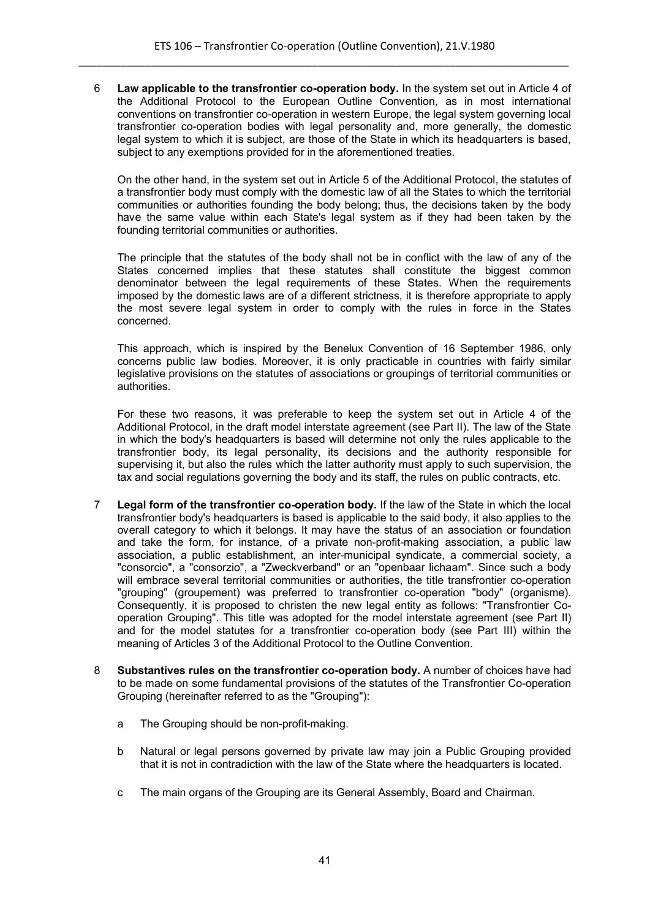6 **Law applicable to the transfrontier co-operation body.** In the system set out in Article 4 of the Additional Protocol to the European Outline Convention, as in most international conventions on transfrontier co-operation in western Europe, the legal system governing local transfrontier co-operation bodies with legal personality and, more generally, the domestic legal system to which it is subject, are those of the State in which its headquarters is based, subject to any exemptions provided for in the aforementioned treaties.

On the other hand, in the system set out in Article 5 of the Additional Protocol, the statutes of a transfrontier body must comply with the domestic law of all the States to which the territorial communities or authorities founding the body belong; thus, the decisions taken by the body have the same value within each State's legal system as if they had been taken by the founding territorial communities or authorities.

The principle that the statutes of the body shall not be in conflict with the law of any of the States concerned implies that these statutes shall constitute the biggest common denominator between the legal requirements of these States. When the requirements imposed by the domestic laws are of a different strictness, it is therefore appropriate to apply the most severe legal system in order to comply with the rules in force in the States concerned.

This approach, which is inspired by the Benelux Convention of 16 September 1986, only concerns public law bodies. Moreover, it is only practicable in countries with fairly similar legislative provisions on the statutes of associations or groupings of territorial communities or authorities.

For these two reasons, it was preferable to keep the system set out in Article 4 of the Additional Protocol, in the draft model interstate agreement (see Part II). The law of the State in which the body's headquarters is based will determine not only the rules applicable to the transfrontier body, its legal personality, its decisions and the authority responsible for supervising it, but also the rules which the latter authority must apply to such supervision, the tax and social regulations governing the body and its staff, the rules on public contracts, etc.

7 **Legal form of the transfrontier co-operation body.** If the law of the State in which the local transfrontier body's headquarters is based is applicable to the said body, it also applies to the overall category to which it belongs. It may have the status of an association or foundation and take the form, for instance, of a private non-profit-making association, a public law association, a public establishment, an inter-municipal syndicate, a commercial society, a "consorcio", a "consorzio", a "Zweckverband" or an "openbaar lichaam". Since such a body will embrace several territorial communities or authorities, the title transfrontier co-operation "grouping" (groupement) was preferred to transfrontier co-operation "body" (organisme). Consequently, it is proposed to christen the new legal entity as follows: "Transfrontier Co-operation Grouping". This title was adopted for the model interstate agreement (see Part II) and for the model statutes for a transfrontier co-operation body (see Part III) within the meaning of Articles 3 of the Additional Protocol to the Outline Convention.

8 **Substantives rules on the transfrontier co-operation body.** A number of choices have had to be made on some fundamental provisions of the statutes of the Transfrontier Co-operation Grouping (hereinafter referred to as the "Grouping"):

a The Grouping should be non-profit-making.

b Natural or legal persons governed by private law may join a Public Grouping provided that it is not in contradiction with the law of the State where the headquarters is located.

c The main organs of the Grouping are its General Assembly, Board and Chairman.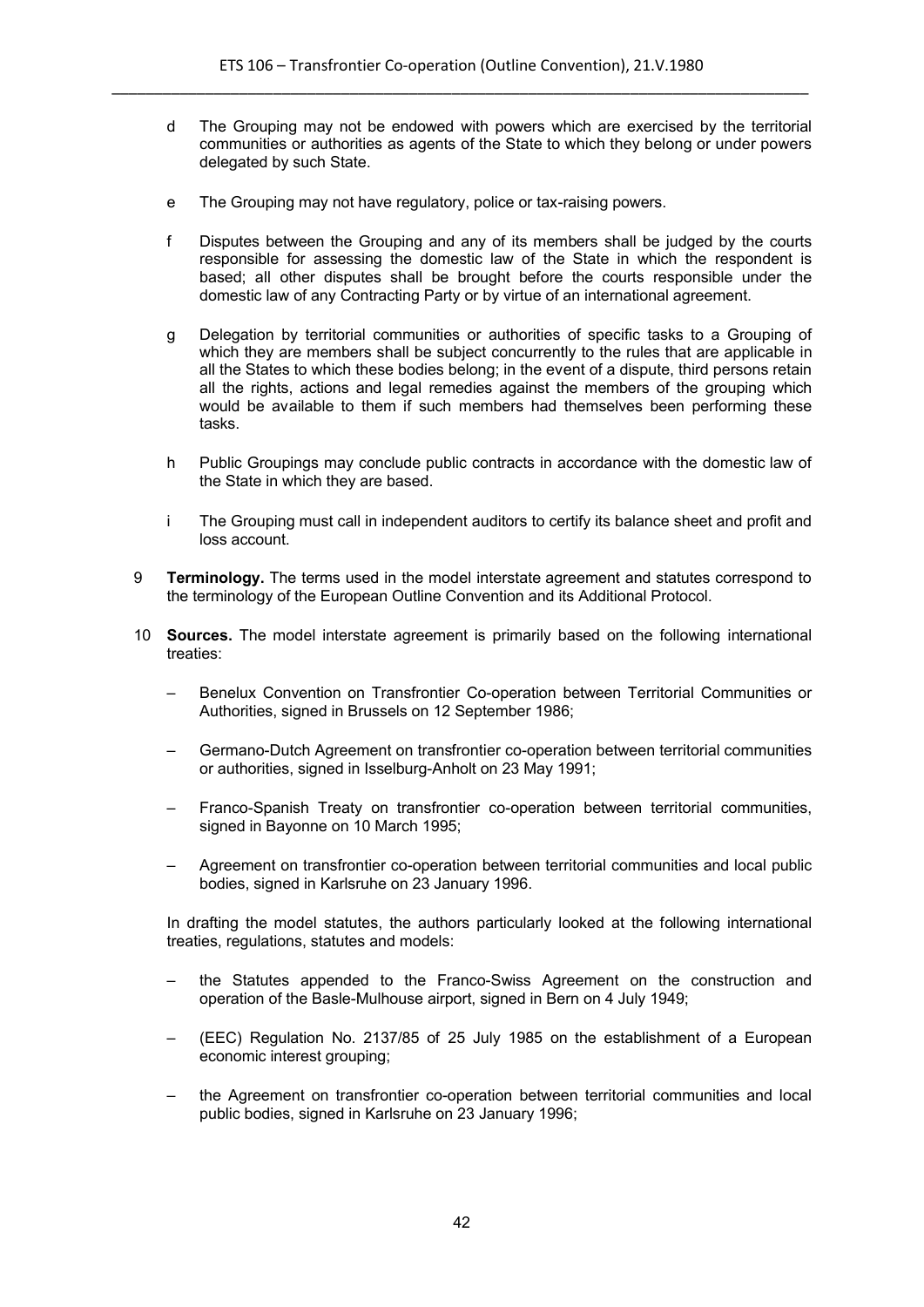d The Grouping may not be endowed with powers which are exercised by the territorial communities or authorities as agents of the State to which they belong or under powers delegated by such State.

e The Grouping may not have regulatory, police or tax-raising powers.

f Disputes between the Grouping and any of its members shall be judged by the courts responsible for assessing the domestic law of the State in which the respondent is based; all other disputes shall be brought before the courts responsible under the domestic law of any Contracting Party or by virtue of an international agreement.

g Delegation by territorial communities or authorities of specific tasks to a Grouping of which they are members shall be subject concurrently to the rules that are applicable in all the States to which these bodies belong; in the event of a dispute, third persons retain all the rights, actions and legal remedies against the members of the grouping which would be available to them if such members had themselves been performing these tasks.

h Public Groupings may conclude public contracts in accordance with the domestic law of the State in which they are based.

i The Grouping must call in independent auditors to certify its balance sheet and profit and loss account.

9 **Terminology.** The terms used in the model interstate agreement and statutes correspond to the terminology of the European Outline Convention and its Additional Protocol.

10 **Sources.** The model interstate agreement is primarily based on the following international treaties:

– Benelux Convention on Transfrontier Co-operation between Territorial Communities or Authorities, signed in Brussels on 12 September 1986;

– Germano-Dutch Agreement on transfrontier co-operation between territorial communities or authorities, signed in Isselburg-Anholt on 23 May 1991;

– Franco-Spanish Treaty on transfrontier co-operation between territorial communities, signed in Bayonne on 10 March 1995;

– Agreement on transfrontier co-operation between territorial communities and local public bodies, signed in Karlsruhe on 23 January 1996.

In drafting the model statutes, the authors particularly looked at the following international treaties, regulations, statutes and models:

– the Statutes appended to the Franco-Swiss Agreement on the construction and operation of the Basle-Mulhouse airport, signed in Bern on 4 July 1949;

– (EEC) Regulation No. 2137/85 of 25 July 1985 on the establishment of a European economic interest grouping;

– the Agreement on transfrontier co-operation between territorial communities and local public bodies, signed in Karlsruhe on 23 January 1996;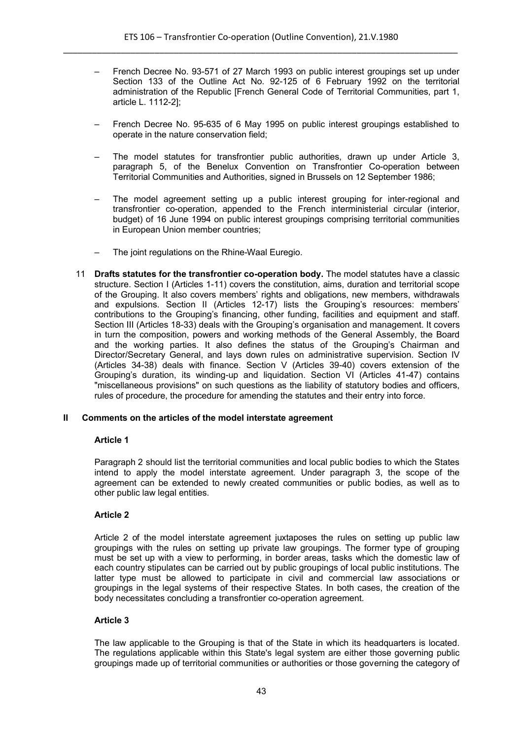– French Decree No. 93-571 of 27 March 1993 on public interest groupings set up under Section 133 of the Outline Act No. 92-125 of 6 February 1992 on the territorial administration of the Republic [French General Code of Territorial Communities, part 1, article L. 1112-2];

– French Decree No. 95-635 of 6 May 1995 on public interest groupings established to operate in the nature conservation field;

– The model statutes for transfrontier public authorities, drawn up under Article 3, paragraph 5, of the Benelux Convention on Transfrontier Co-operation between Territorial Communities and Authorities, signed in Brussels on 12 September 1986;

– The model agreement setting up a public interest grouping for inter-regional and transfrontier co-operation, appended to the French interministerial circular (interior, budget) of 16 June 1994 on public interest groupings comprising territorial communities in European Union member countries;

– The joint regulations on the Rhine-Waal Euregio.

11 **Drafts statutes for the transfrontier co-operation body.** The model statutes have a classic structure. Section I (Articles 1-11) covers the constitution, aims, duration and territorial scope of the Grouping. It also covers members' rights and obligations, new members, withdrawals and expulsions. Section II (Articles 12-17) lists the Grouping's resources: members' contributions to the Grouping's financing, other funding, facilities and equipment and staff. Section III (Articles 18-33) deals with the Grouping's organisation and management. It covers in turn the composition, powers and working methods of the General Assembly, the Board and the working parties. It also defines the status of the Grouping's Chairman and Director/Secretary General, and lays down rules on administrative supervision. Section IV (Articles 34-38) deals with finance. Section V (Articles 39-40) covers extension of the Grouping's duration, its winding-up and liquidation. Section VI (Articles 41-47) contains "miscellaneous provisions" on such questions as the liability of statutory bodies and officers, rules of procedure, the procedure for amending the statutes and their entry into force.

## II Comments on the articles of the model interstate agreement

### Article 1

Paragraph 2 should list the territorial communities and local public bodies to which the States intend to apply the model interstate agreement. Under paragraph 3, the scope of the agreement can be extended to newly created communities or public bodies, as well as to other public law legal entities.

### Article 2

Article 2 of the model interstate agreement juxtaposes the rules on setting up public law groupings with the rules on setting up private law groupings. The former type of grouping must be set up with a view to performing, in border areas, tasks which the domestic law of each country stipulates can be carried out by public groupings of local public institutions. The latter type must be allowed to participate in civil and commercial law associations or groupings in the legal systems of their respective States. In both cases, the creation of the body necessitates concluding a transfrontier co-operation agreement.

### Article 3

The law applicable to the Grouping is that of the State in which its headquarters is located. The regulations applicable within this State's legal system are either those governing public groupings made up of territorial communities or authorities or those governing the category of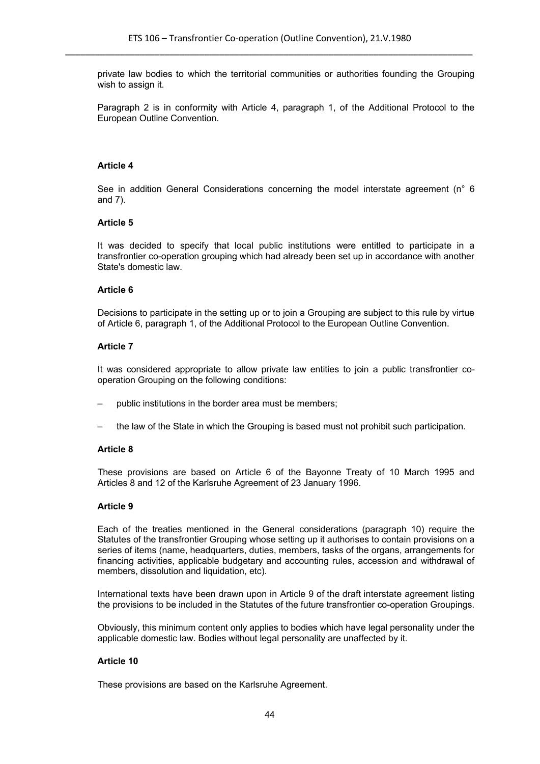private law bodies to which the territorial communities or authorities founding the Grouping wish to assign it.

Paragraph 2 is in conformity with Article 4, paragraph 1, of the Additional Protocol to the European Outline Convention.

**Article 4**

See in addition General Considerations concerning the model interstate agreement (n° 6 and 7).

**Article 5**

It was decided to specify that local public institutions were entitled to participate in a transfrontier co-operation grouping which had already been set up in accordance with another State's domestic law.

**Article 6**

Decisions to participate in the setting up or to join a Grouping are subject to this rule by virtue of Article 6, paragraph 1, of the Additional Protocol to the European Outline Convention.

**Article 7**

It was considered appropriate to allow private law entities to join a public transfrontier co-operation Grouping on the following conditions:

– public institutions in the border area must be members;

– the law of the State in which the Grouping is based must not prohibit such participation.

**Article 8**

These provisions are based on Article 6 of the Bayonne Treaty of 10 March 1995 and Articles 8 and 12 of the Karlsruhe Agreement of 23 January 1996.

**Article 9**

Each of the treaties mentioned in the General considerations (paragraph 10) require the Statutes of the transfrontier Grouping whose setting up it authorises to contain provisions on a series of items (name, headquarters, duties, members, tasks of the organs, arrangements for financing activities, applicable budgetary and accounting rules, accession and withdrawal of members, dissolution and liquidation, etc).

International texts have been drawn upon in Article 9 of the draft interstate agreement listing the provisions to be included in the Statutes of the future transfrontier co-operation Groupings.

Obviously, this minimum content only applies to bodies which have legal personality under the applicable domestic law. Bodies without legal personality are unaffected by it.

**Article 10**

These provisions are based on the Karlsruhe Agreement.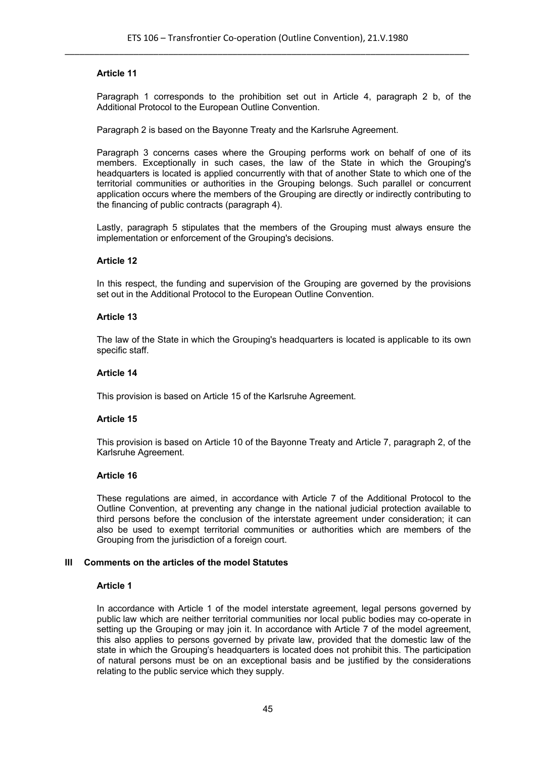### Article 11

Paragraph 1 corresponds to the prohibition set out in Article 4, paragraph 2 b, of the Additional Protocol to the European Outline Convention.

Paragraph 2 is based on the Bayonne Treaty and the Karlsruhe Agreement.

Paragraph 3 concerns cases where the Grouping performs work on behalf of one of its members. Exceptionally in such cases, the law of the State in which the Grouping's headquarters is located is applied concurrently with that of another State to which one of the territorial communities or authorities in the Grouping belongs. Such parallel or concurrent application occurs where the members of the Grouping are directly or indirectly contributing to the financing of public contracts (paragraph 4).

Lastly, paragraph 5 stipulates that the members of the Grouping must always ensure the implementation or enforcement of the Grouping's decisions.

### Article 12

In this respect, the funding and supervision of the Grouping are governed by the provisions set out in the Additional Protocol to the European Outline Convention.

### Article 13

The law of the State in which the Grouping's headquarters is located is applicable to its own specific staff.

### Article 14

This provision is based on Article 15 of the Karlsruhe Agreement.

### Article 15

This provision is based on Article 10 of the Bayonne Treaty and Article 7, paragraph 2, of the Karlsruhe Agreement.

### Article 16

These regulations are aimed, in accordance with Article 7 of the Additional Protocol to the Outline Convention, at preventing any change in the national judicial protection available to third persons before the conclusion of the interstate agreement under consideration; it can also be used to exempt territorial communities or authorities which are members of the Grouping from the jurisdiction of a foreign court.

## III Comments on the articles of the model Statutes

### Article 1

In accordance with Article 1 of the model interstate agreement, legal persons governed by public law which are neither territorial communities nor local public bodies may co-operate in setting up the Grouping or may join it. In accordance with Article 7 of the model agreement, this also applies to persons governed by private law, provided that the domestic law of the state in which the Grouping's headquarters is located does not prohibit this. The participation of natural persons must be on an exceptional basis and be justified by the considerations relating to the public service which they supply.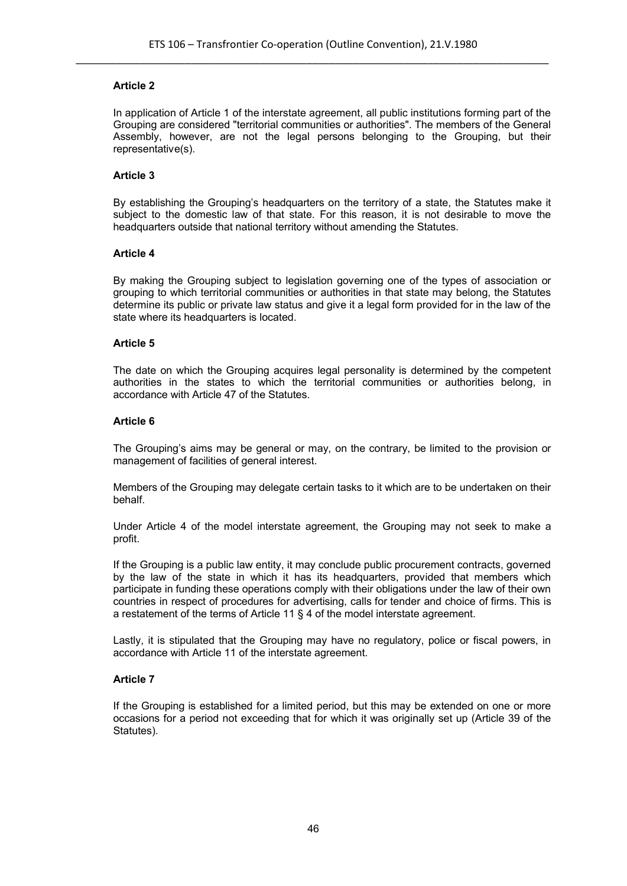**Article 2**

In application of Article 1 of the interstate agreement, all public institutions forming part of the Grouping are considered "territorial communities or authorities". The members of the General Assembly, however, are not the legal persons belonging to the Grouping, but their representative(s).

**Article 3**

By establishing the Grouping's headquarters on the territory of a state, the Statutes make it subject to the domestic law of that state. For this reason, it is not desirable to move the headquarters outside that national territory without amending the Statutes.

**Article 4**

By making the Grouping subject to legislation governing one of the types of association or grouping to which territorial communities or authorities in that state may belong, the Statutes determine its public or private law status and give it a legal form provided for in the law of the state where its headquarters is located.

**Article 5**

The date on which the Grouping acquires legal personality is determined by the competent authorities in the states to which the territorial communities or authorities belong, in accordance with Article 47 of the Statutes.

**Article 6**

The Grouping's aims may be general or may, on the contrary, be limited to the provision or management of facilities of general interest.

Members of the Grouping may delegate certain tasks to it which are to be undertaken on their behalf.

Under Article 4 of the model interstate agreement, the Grouping may not seek to make a profit.

If the Grouping is a public law entity, it may conclude public procurement contracts, governed by the law of the state in which it has its headquarters, provided that members which participate in funding these operations comply with their obligations under the law of their own countries in respect of procedures for advertising, calls for tender and choice of firms. This is a restatement of the terms of Article 11 § 4 of the model interstate agreement.

Lastly, it is stipulated that the Grouping may have no regulatory, police or fiscal powers, in accordance with Article 11 of the interstate agreement.

**Article 7**

If the Grouping is established for a limited period, but this may be extended on one or more occasions for a period not exceeding that for which it was originally set up (Article 39 of the Statutes).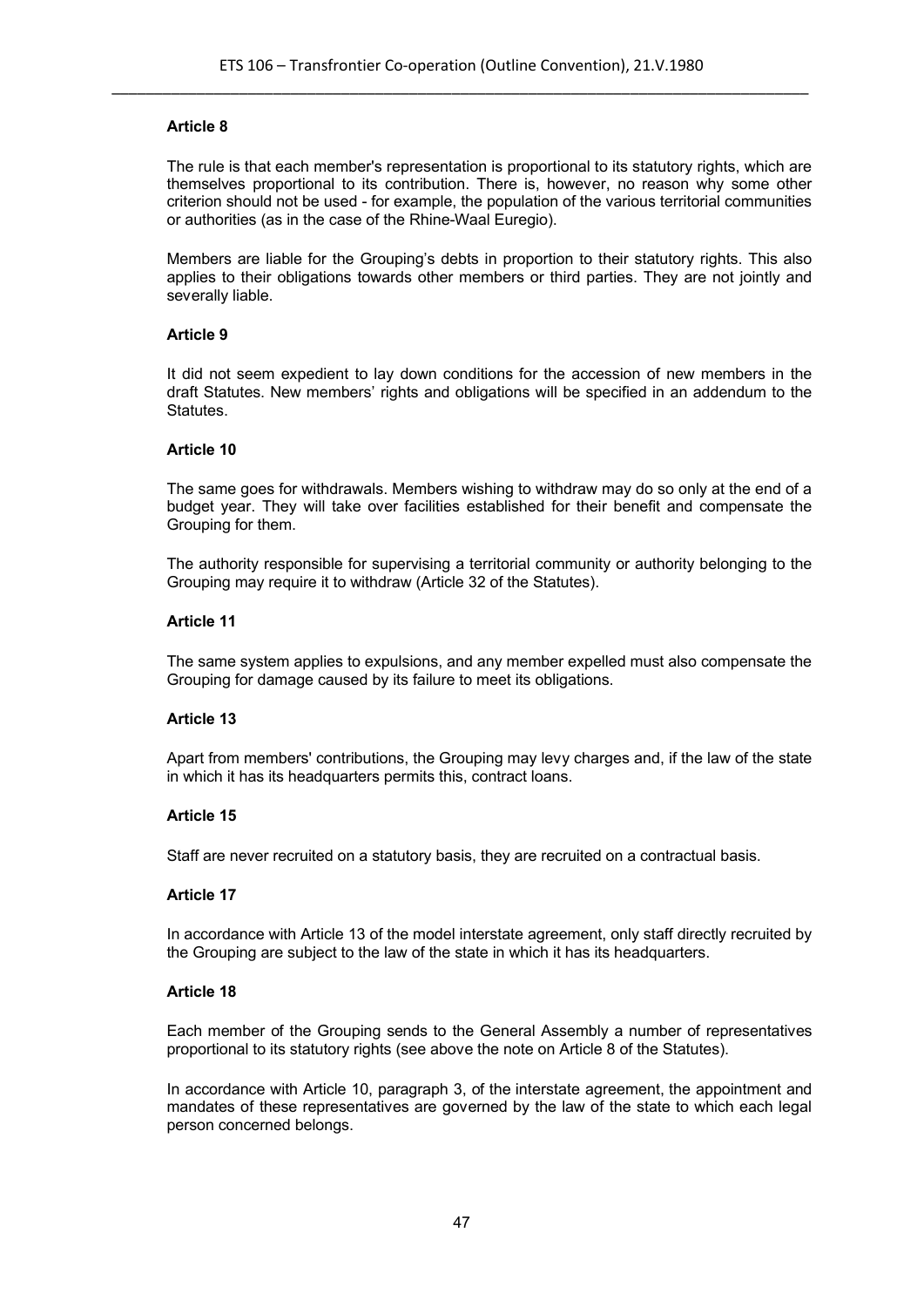**Article 8**

The rule is that each member's representation is proportional to its statutory rights, which are themselves proportional to its contribution. There is, however, no reason why some other criterion should not be used - for example, the population of the various territorial communities or authorities (as in the case of the Rhine-Waal Euregio).

Members are liable for the Grouping's debts in proportion to their statutory rights. This also applies to their obligations towards other members or third parties. They are not jointly and severally liable.

**Article 9**

It did not seem expedient to lay down conditions for the accession of new members in the draft Statutes. New members' rights and obligations will be specified in an addendum to the Statutes.

**Article 10**

The same goes for withdrawals. Members wishing to withdraw may do so only at the end of a budget year. They will take over facilities established for their benefit and compensate the Grouping for them.

The authority responsible for supervising a territorial community or authority belonging to the Grouping may require it to withdraw (Article 32 of the Statutes).

**Article 11**

The same system applies to expulsions, and any member expelled must also compensate the Grouping for damage caused by its failure to meet its obligations.

**Article 13**

Apart from members' contributions, the Grouping may levy charges and, if the law of the state in which it has its headquarters permits this, contract loans.

**Article 15**

Staff are never recruited on a statutory basis, they are recruited on a contractual basis.

**Article 17**

In accordance with Article 13 of the model interstate agreement, only staff directly recruited by the Grouping are subject to the law of the state in which it has its headquarters.

**Article 18**

Each member of the Grouping sends to the General Assembly a number of representatives proportional to its statutory rights (see above the note on Article 8 of the Statutes).

In accordance with Article 10, paragraph 3, of the interstate agreement, the appointment and mandates of these representatives are governed by the law of the state to which each legal person concerned belongs.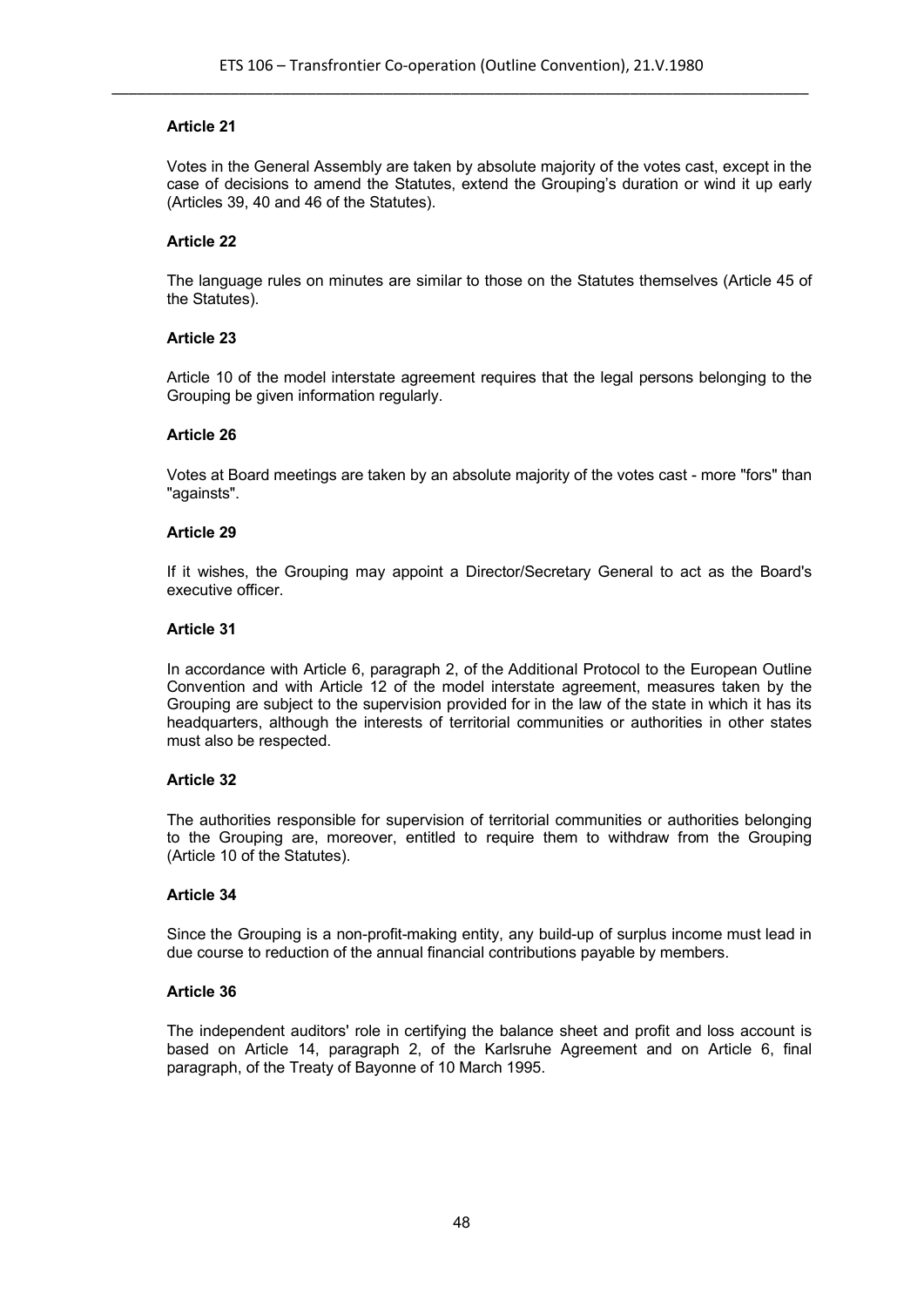**Article 21**

Votes in the General Assembly are taken by absolute majority of the votes cast, except in the case of decisions to amend the Statutes, extend the Grouping's duration or wind it up early (Articles 39, 40 and 46 of the Statutes).

**Article 22**

The language rules on minutes are similar to those on the Statutes themselves (Article 45 of the Statutes).

**Article 23**

Article 10 of the model interstate agreement requires that the legal persons belonging to the Grouping be given information regularly.

**Article 26**

Votes at Board meetings are taken by an absolute majority of the votes cast - more "fors" than "againsts".

**Article 29**

If it wishes, the Grouping may appoint a Director/Secretary General to act as the Board's executive officer.

**Article 31**

In accordance with Article 6, paragraph 2, of the Additional Protocol to the European Outline Convention and with Article 12 of the model interstate agreement, measures taken by the Grouping are subject to the supervision provided for in the law of the state in which it has its headquarters, although the interests of territorial communities or authorities in other states must also be respected.

**Article 32**

The authorities responsible for supervision of territorial communities or authorities belonging to the Grouping are, moreover, entitled to require them to withdraw from the Grouping (Article 10 of the Statutes).

**Article 34**

Since the Grouping is a non-profit-making entity, any build-up of surplus income must lead in due course to reduction of the annual financial contributions payable by members.

**Article 36**

The independent auditors' role in certifying the balance sheet and profit and loss account is based on Article 14, paragraph 2, of the Karlsruhe Agreement and on Article 6, final paragraph, of the Treaty of Bayonne of 10 March 1995.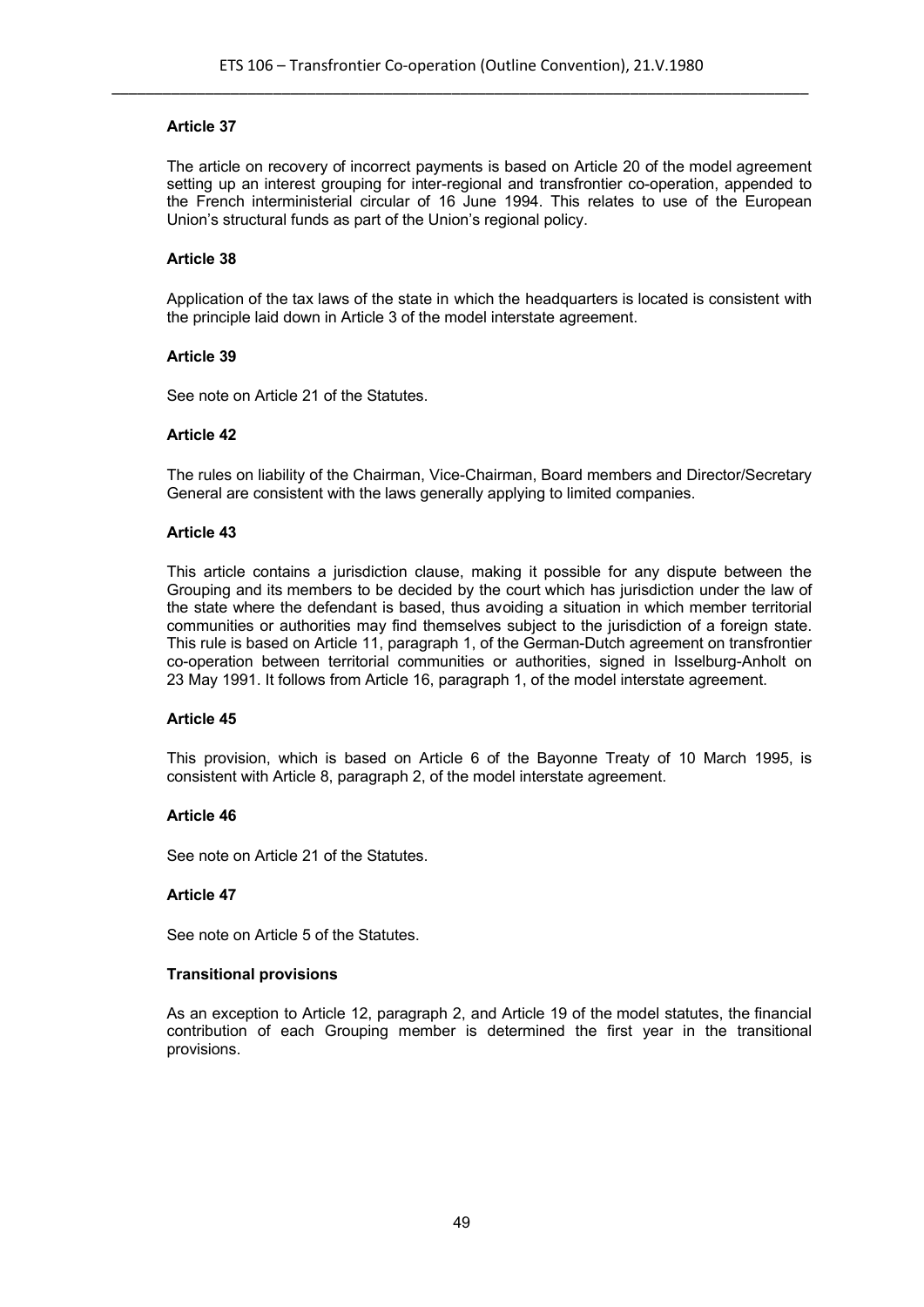**Article 37**

The article on recovery of incorrect payments is based on Article 20 of the model agreement setting up an interest grouping for inter-regional and transfrontier co-operation, appended to the French interministerial circular of 16 June 1994. This relates to use of the European Union's structural funds as part of the Union's regional policy.

**Article 38**

Application of the tax laws of the state in which the headquarters is located is consistent with the principle laid down in Article 3 of the model interstate agreement.

**Article 39**

See note on Article 21 of the Statutes.

**Article 42**

The rules on liability of the Chairman, Vice-Chairman, Board members and Director/Secretary General are consistent with the laws generally applying to limited companies.

**Article 43**

This article contains a jurisdiction clause, making it possible for any dispute between the Grouping and its members to be decided by the court which has jurisdiction under the law of the state where the defendant is based, thus avoiding a situation in which member territorial communities or authorities may find themselves subject to the jurisdiction of a foreign state. This rule is based on Article 11, paragraph 1, of the German-Dutch agreement on transfrontier co-operation between territorial communities or authorities, signed in Isselburg-Anholt on 23 May 1991. It follows from Article 16, paragraph 1, of the model interstate agreement.

**Article 45**

This provision, which is based on Article 6 of the Bayonne Treaty of 10 March 1995, is consistent with Article 8, paragraph 2, of the model interstate agreement.

**Article 46**

See note on Article 21 of the Statutes.

**Article 47**

See note on Article 5 of the Statutes.

**Transitional provisions**

As an exception to Article 12, paragraph 2, and Article 19 of the model statutes, the financial contribution of each Grouping member is determined the first year in the transitional provisions.